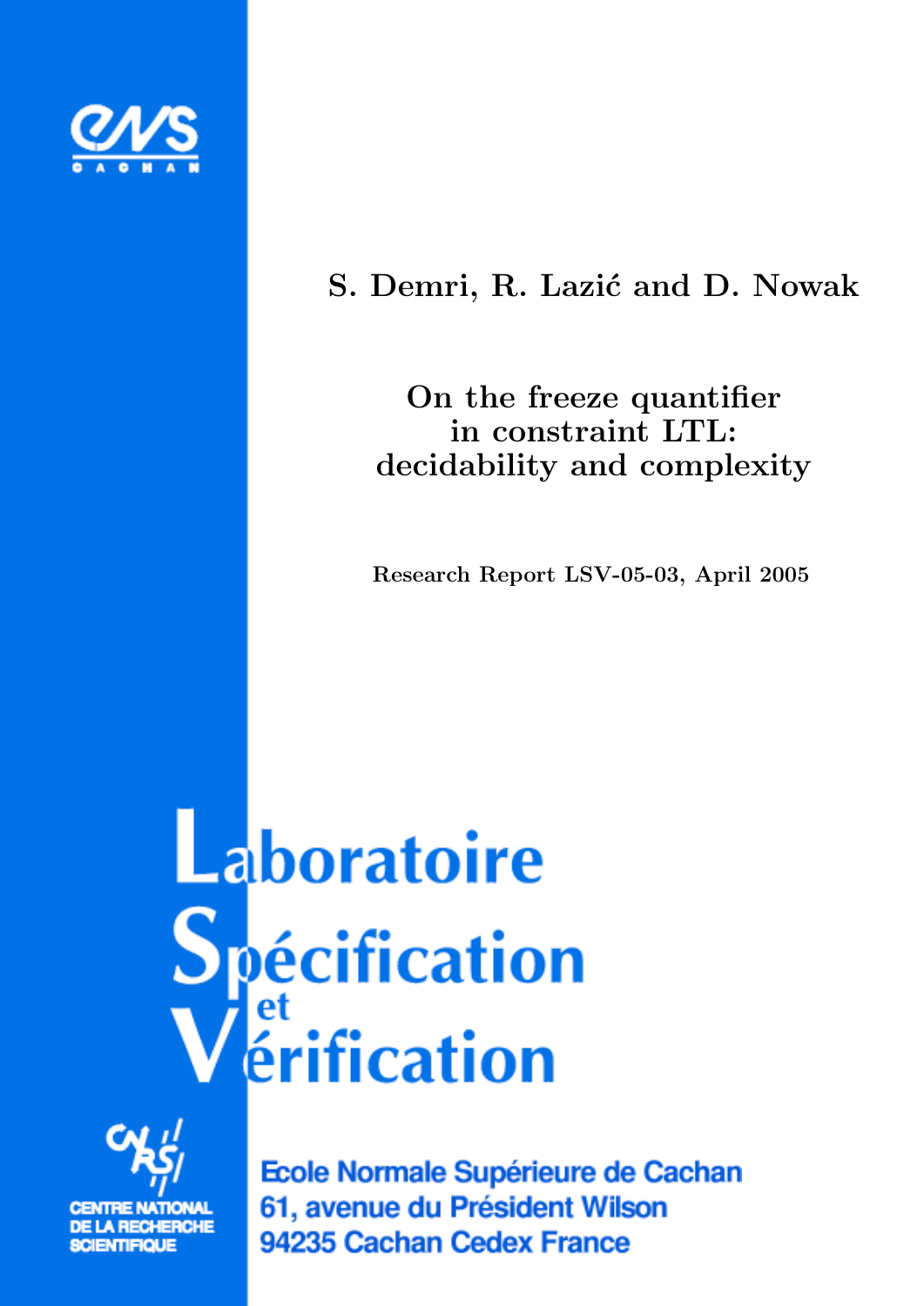ENS CACHAN

S. Demri, R. Lazić and D. Nowak

# On the freeze quantifier in constraint LTL: decidability and complexity

Research Report LSV-05-03, April 2005

Laboratoire Spécification et Vérification

CENTRE NATIONAL DE LA RECHERCHE SCIENTIFIQUE

Ecole Normale Supérieure de Cachan
61, avenue du Président Wilson
94235 Cachan Cedex France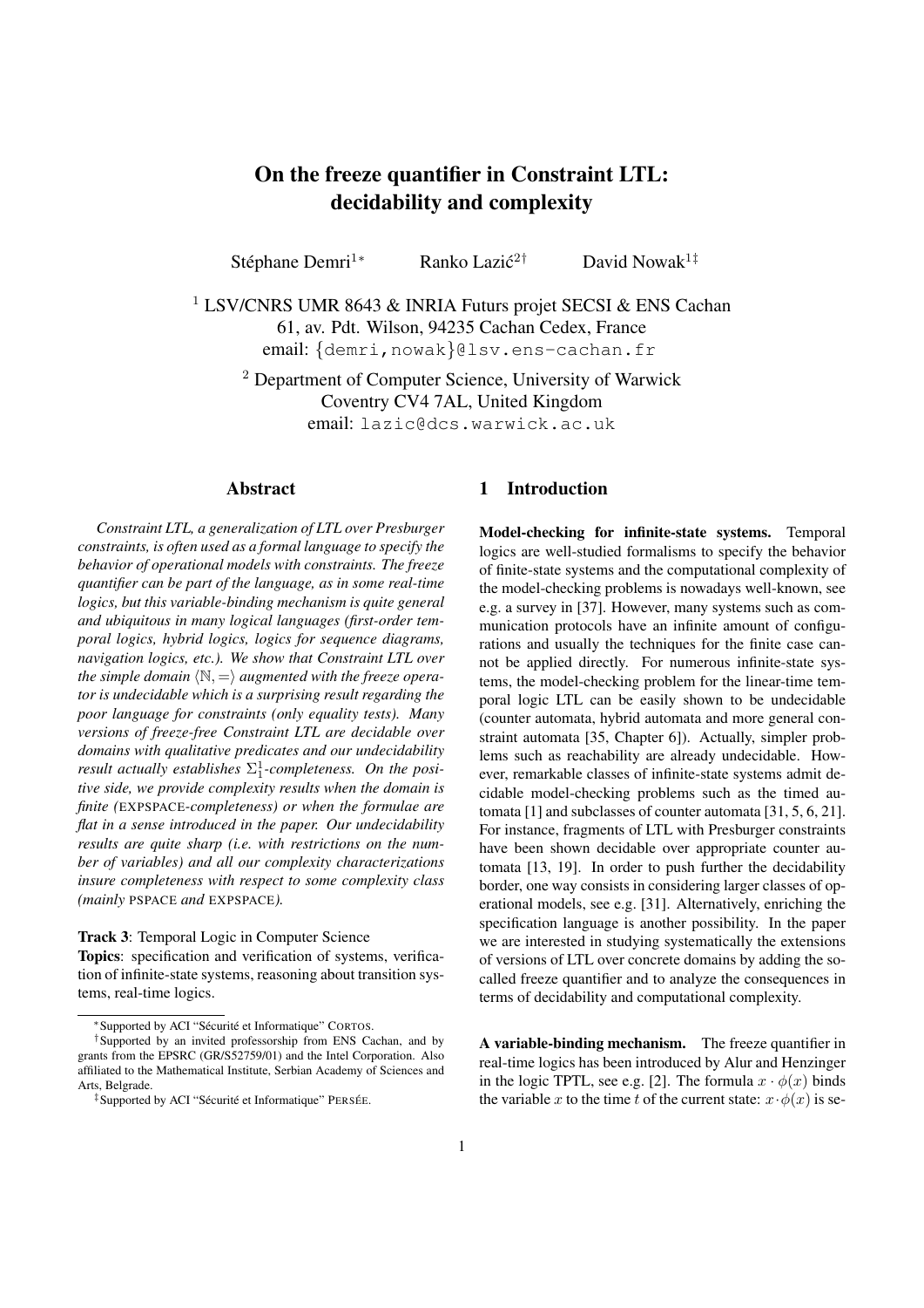# On the freeze quantifier in Constraint LTL: decidability and complexity

Stéphane Demri[1*] Ranko Lazić[2†] David Nowak[1‡]

[1] LSV/CNRS UMR 8643 & INRIA Futurs projet SECSI & ENS Cachan
61, av. Pdt. Wilson, 94235 Cachan Cedex, France
email: {demri,nowak}@lsv.ens-cachan.fr

[2] Department of Computer Science, University of Warwick
Coventry CV4 7AL, United Kingdom
email: lazic@dcs.warwick.ac.uk

## Abstract

*Constraint LTL, a generalization of LTL over Presburger constraints, is often used as a formal language to specify the behavior of operational models with constraints. The freeze quantifier can be part of the language, as in some real-time logics, but this variable-binding mechanism is quite general and ubiquitous in many logical languages (first-order temporal logics, hybrid logics, logics for sequence diagrams, navigation logics, etc.). We show that Constraint LTL over the simple domain $\langle \mathbb{N}, = \rangle$ augmented with the freeze operator is undecidable which is a surprising result regarding the poor language for constraints (only equality tests). Many versions of freeze-free Constraint LTL are decidable over domains with qualitative predicates and our undecidability result actually establishes $\Sigma_1^1$-completeness. On the positive side, we provide complexity results when the domain is finite (*EXPSPACE*-completeness) or when the formulae are flat in a sense introduced in the paper. Our undecidability results are quite sharp (i.e. with restrictions on the number of variables) and all our complexity characterizations insure completeness with respect to some complexity class (mainly* PSPACE *and* EXPSPACE*).*

**Track 3**: Temporal Logic in Computer Science

**Topics**: specification and verification of systems, verification of infinite-state systems, reasoning about transition systems, real-time logics.

## 1 Introduction

**Model-checking for infinite-state systems.** Temporal logics are well-studied formalisms to specify the behavior of finite-state systems and the computational complexity of the model-checking problems is nowadays well-known, see e.g. a survey in [37]. However, many systems such as communication protocols have an infinite amount of configurations and usually the techniques for the finite case cannot be applied directly. For numerous infinite-state systems, the model-checking problem for the linear-time temporal logic LTL can be easily shown to be undecidable (counter automata, hybrid automata and more general constraint automata [35, Chapter 6]). Actually, simpler problems such as reachability are already undecidable. However, remarkable classes of infinite-state systems admit decidable model-checking problems such as the timed automata [1] and subclasses of counter automata [31, 5, 6, 21]. For instance, fragments of LTL with Presburger constraints have been shown decidable over appropriate counter automata [13, 19]. In order to push further the decidability border, one way consists in considering larger classes of operational models, see e.g. [31]. Alternatively, enriching the specification language is another possibility. In the paper we are interested in studying systematically the extensions of versions of LTL over concrete domains by adding the so-called freeze quantifier and to analyze the consequences in terms of decidability and computational complexity.

**A variable-binding mechanism.** The freeze quantifier in real-time logics has been introduced by Alur and Henzinger in the logic TPTL, see e.g. [2]. The formula $x \cdot \phi(x)$ binds the variable $x$ to the time $t$ of the current state: $x \cdot \phi(x)$ is se-

---

*Supported by ACI "Sécurité et Informatique" CORTOS.

†Supported by an invited professorship from ENS Cachan, and by grants from the EPSRC (GR/S52759/01) and the Intel Corporation. Also affiliated to the Mathematical Institute, Serbian Academy of Sciences and Arts, Belgrade.

‡Supported by ACI "Sécurité et Informatique" PERSÉE.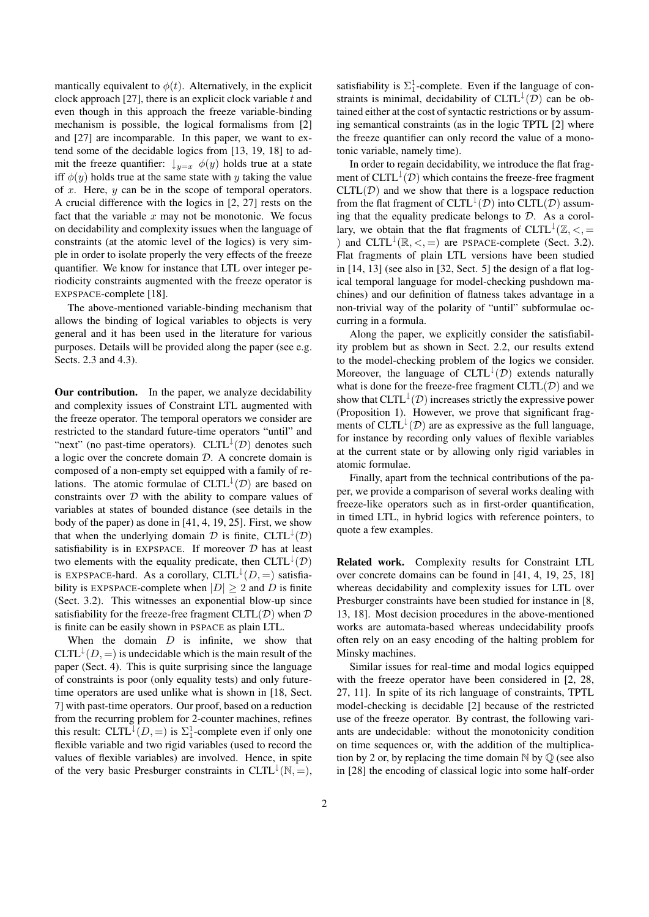mantically equivalent to $\phi(t)$. Alternatively, in the explicit clock approach [27], there is an explicit clock variable $t$ and even though in this approach the freeze variable-binding mechanism is possible, the logical formalisms from [2] and [27] are incomparable. In this paper, we want to extend some of the decidable logics from [13, 19, 18] to admit the freeze quantifier: $\downarrow_{y=x} \phi(y)$ holds true at a state iff $\phi(y)$ holds true at the same state with $y$ taking the value of $x$. Here, $y$ can be in the scope of temporal operators. A crucial difference with the logics in [2, 27] rests on the fact that the variable $x$ may not be monotonic. We focus on decidability and complexity issues when the language of constraints (at the atomic level of the logics) is very simple in order to isolate properly the very effects of the freeze quantifier. We know for instance that LTL over integer periodicity constraints augmented with the freeze operator is EXPSPACE-complete [18].

The above-mentioned variable-binding mechanism that allows the binding of logical variables to objects is very general and it has been used in the literature for various purposes. Details will be provided along the paper (see e.g. Sects. 2.3 and 4.3).

**Our contribution.** In the paper, we analyze decidability and complexity issues of Constraint LTL augmented with the freeze operator. The temporal operators we consider are restricted to the standard future-time operators "until" and "next" (no past-time operators). $\mathrm{CLTL}^{\downarrow}(\mathcal{D})$ denotes such a logic over the concrete domain $\mathcal{D}$. A concrete domain is composed of a non-empty set equipped with a family of relations. The atomic formulae of $\mathrm{CLTL}^{\downarrow}(\mathcal{D})$ are based on constraints over $\mathcal{D}$ with the ability to compare values of variables at states of bounded distance (see details in the body of the paper) as done in [41, 4, 19, 25]. First, we show that when the underlying domain $\mathcal{D}$ is finite, $\mathrm{CLTL}^{\downarrow}(\mathcal{D})$ satisfiability is in EXPSPACE. If moreover $\mathcal{D}$ has at least two elements with the equality predicate, then $\mathrm{CLTL}^{\downarrow}(\mathcal{D})$ is EXPSPACE-hard. As a corollary, $\mathrm{CLTL}^{\downarrow}(D, =)$ satisfiability is EXPSPACE-complete when $|D| \geq 2$ and $D$ is finite (Sect. 3.2). This witnesses an exponential blow-up since satisfiability for the freeze-free fragment $\mathrm{CLTL}(\mathcal{D})$ when $\mathcal{D}$ is finite can be easily shown in PSPACE as plain LTL.

When the domain $D$ is infinite, we show that $\mathrm{CLTL}^{\downarrow}(D, =)$ is undecidable which is the main result of the paper (Sect. 4). This is quite surprising since the language of constraints is poor (only equality tests) and only future-time operators are used unlike what is shown in [18, Sect. 7] with past-time operators. Our proof, based on a reduction from the recurring problem for 2-counter machines, refines this result: $\mathrm{CLTL}^{\downarrow}(D, =)$ is $\Sigma_1^1$-complete even if only one flexible variable and two rigid variables (used to record the values of flexible variables) are involved. Hence, in spite of the very basic Presburger constraints in $\mathrm{CLTL}^{\downarrow}(\mathbb{N}, =)$, satisfiability is $\Sigma_1^1$-complete. Even if the language of constraints is minimal, decidability of $\mathrm{CLTL}^{\downarrow}(\mathcal{D})$ can be obtained either at the cost of syntactic restrictions or by assuming semantical constraints (as in the logic TPTL [2] where the freeze quantifier can only record the value of a monotonic variable, namely time).

In order to regain decidability, we introduce the flat fragment of $\mathrm{CLTL}^{\downarrow}(\mathcal{D})$ which contains the freeze-free fragment $\mathrm{CLTL}(\mathcal{D})$ and we show that there is a logspace reduction from the flat fragment of $\mathrm{CLTL}^{\downarrow}(\mathcal{D})$ into $\mathrm{CLTL}(\mathcal{D})$ assuming that the equality predicate belongs to $\mathcal{D}$. As a corollary, we obtain that the flat fragments of $\mathrm{CLTL}^{\downarrow}(\mathbb{Z}, <, =)$ and $\mathrm{CLTL}^{\downarrow}(\mathbb{R}, <, =)$ are PSPACE-complete (Sect. 3.2). Flat fragments of plain LTL versions have been studied in [14, 13] (see also in [32, Sect. 5] the design of a flat logical temporal language for model-checking pushdown machines) and our definition of flatness takes advantage in a non-trivial way of the polarity of "until" subformulae occurring in a formula.

Along the paper, we explicitly consider the satisfiability problem but as shown in Sect. 2.2, our results extend to the model-checking problem of the logics we consider. Moreover, the language of $\mathrm{CLTL}^{\downarrow}(\mathcal{D})$ extends naturally what is done for the freeze-free fragment $\mathrm{CLTL}(\mathcal{D})$ and we show that $\mathrm{CLTL}^{\downarrow}(\mathcal{D})$ increases strictly the expressive power (Proposition 1). However, we prove that significant fragments of $\mathrm{CLTL}^{\downarrow}(\mathcal{D})$ are as expressive as the full language, for instance by recording only values of flexible variables at the current state or by allowing only rigid variables in atomic formulae.

Finally, apart from the technical contributions of the paper, we provide a comparison of several works dealing with freeze-like operators such as in first-order quantification, in timed LTL, in hybrid logics with reference pointers, to quote a few examples.

**Related work.** Complexity results for Constraint LTL over concrete domains can be found in [41, 4, 19, 25, 18] whereas decidability and complexity issues for LTL over Presburger constraints have been studied for instance in [8, 13, 18]. Most decision procedures in the above-mentioned works are automata-based whereas undecidability proofs often rely on an easy encoding of the halting problem for Minsky machines.

Similar issues for real-time and modal logics equipped with the freeze operator have been considered in [2, 28, 27, 11]. In spite of its rich language of constraints, TPTL model-checking is decidable [2] because of the restricted use of the freeze operator. By contrast, the following variants are undecidable: without the monotonicity condition on time sequences or, with the addition of the multiplication by 2 or, by replacing the time domain $\mathbb{N}$ by $\mathbb{Q}$ (see also in [28] the encoding of classical logic into some half-order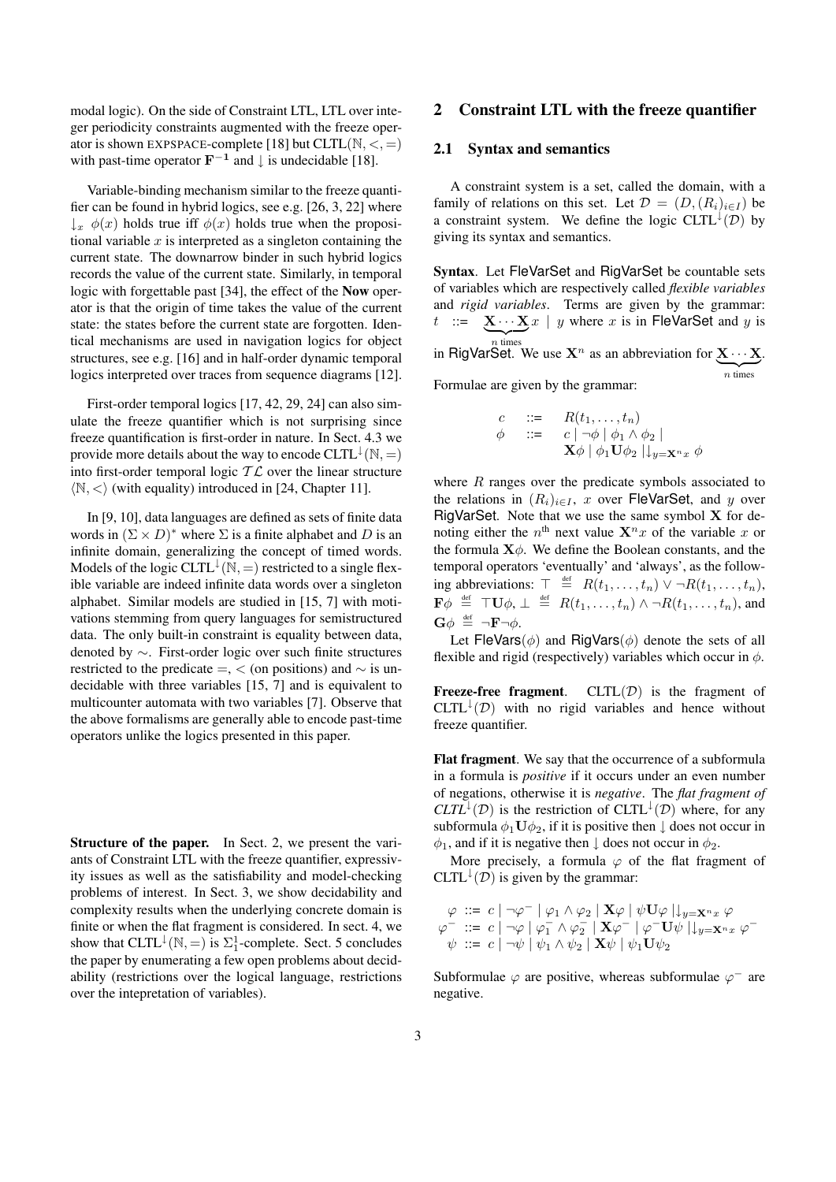modal logic). On the side of Constraint LTL, LTL over integer periodicity constraints augmented with the freeze operator is shown EXPSPACE-complete [18] but $\mathrm{CLTL}(\mathbb{N},<,=)$ with past-time operator $\mathbf{F}^{-1}$ and $\downarrow$ is undecidable [18].

Variable-binding mechanism similar to the freeze quantifier can be found in hybrid logics, see e.g. [26, 3, 22] where $\downarrow_x \ \phi(x)$ holds true iff $\phi(x)$ holds true when the propositional variable $x$ is interpreted as a singleton containing the current state. The downarrow binder in such hybrid logics records the value of the current state. Similarly, in temporal logic with forgettable past [34], the effect of the **Now** operator is that the origin of time takes the value of the current state: the states before the current state are forgotten. Identical mechanisms are used in navigation logics for object structures, see e.g. [16] and in half-order dynamic temporal logics interpreted over traces from sequence diagrams [12].

First-order temporal logics [17, 42, 29, 24] can also simulate the freeze quantifier which is not surprising since freeze quantification is first-order in nature. In Sect. 4.3 we provide more details about the way to encode $\mathrm{CLTL}^{\downarrow}(\mathbb{N},=)$ into first-order temporal logic $\mathcal{TL}$ over the linear structure $\langle \mathbb{N},< \rangle$ (with equality) introduced in [24, Chapter 11].

In [9, 10], data languages are defined as sets of finite data words in $(\Sigma \times D)^*$ where $\Sigma$ is a finite alphabet and $D$ is an infinite domain, generalizing the concept of timed words. Models of the logic $\mathrm{CLTL}^{\downarrow}(\mathbb{N},=)$ restricted to a single flexible variable are indeed infinite data words over a singleton alphabet. Similar models are studied in [15, 7] with motivations stemming from query languages for semistructured data. The only built-in constraint is equality between data, denoted by $\sim$. First-order logic over such finite structures restricted to the predicate $=$, $<$ (on positions) and $\sim$ is undecidable with three variables [15, 7] and is equivalent to multicounter automata with two variables [7]. Observe that the above formalisms are generally able to encode past-time operators unlike the logics presented in this paper.

**Structure of the paper.** In Sect. 2, we present the variants of Constraint LTL with the freeze quantifier, expressivity issues as well as the satisfiability and model-checking problems of interest. In Sect. 3, we show decidability and complexity results when the underlying concrete domain is finite or when the flat fragment is considered. In sect. 4, we show that $\mathrm{CLTL}^{\downarrow}(\mathbb{N},=)$ is $\Sigma^1_1$-complete. Sect. 5 concludes the paper by enumerating a few open problems about decidability (restrictions over the logical language, restrictions over the intepretation of variables).

## 2 Constraint LTL with the freeze quantifier

### 2.1 Syntax and semantics

A constraint system is a set, called the domain, with a family of relations on this set. Let $\mathcal{D} = (D, (R_i)_{i \in I})$ be a constraint system. We define the logic $\mathrm{CLTL}^{\downarrow}(\mathcal{D})$ by giving its syntax and semantics.

**Syntax**. Let FleVarSet and RigVarSet be countable sets of variables which are respectively called *flexible variables* and *rigid variables*. Terms are given by the grammar: $t \ ::= \ \underbrace{\mathbf{X} \cdots \mathbf{X}}_{n \text{ times}} x \mid y$ where $x$ is in FleVarSet and $y$ is in RigVarSet. We use $\mathbf{X}^n$ as an abbreviation for $\underbrace{\mathbf{X} \cdots \mathbf{X}}_{n \text{ times}}$.

Formulae are given by the grammar:

$$
\begin{array}{lcl}
c & ::= & R(t_1, \ldots, t_n) \\
\phi & ::= & c \mid \neg \phi \mid \phi_1 \wedge \phi_2 \mid \\
 & & \mathbf{X}\phi \mid \phi_1 \mathbf{U} \phi_2 \mid \downarrow_{y=\mathbf{X}^n x} \phi
\end{array}
$$

where $R$ ranges over the predicate symbols associated to the relations in $(R_i)_{i \in I}$, $x$ over FleVarSet, and $y$ over RigVarSet. Note that we use the same symbol $\mathbf{X}$ for denoting either the $n^{\text{th}}$ next value $\mathbf{X}^n x$ of the variable $x$ or the formula $\mathbf{X}\phi$. We define the Boolean constants, and the temporal operators 'eventually' and 'always', as the following abbreviations: $\top \stackrel{\text{def}}{=} R(t_1, \ldots, t_n) \vee \neg R(t_1, \ldots, t_n)$, $\mathbf{F}\phi \stackrel{\text{def}}{=} \top \mathbf{U} \phi$, $\perp \stackrel{\text{def}}{=} R(t_1, \ldots, t_n) \wedge \neg R(t_1, \ldots, t_n)$, and $\mathbf{G}\phi \stackrel{\text{def}}{=} \neg \mathbf{F} \neg \phi$.

Let $\mathsf{FleVars}(\phi)$ and $\mathsf{RigVars}(\phi)$ denote the sets of all flexible and rigid (respectively) variables which occur in $\phi$.

**Freeze-free fragment**. $\mathrm{CLTL}(\mathcal{D})$ is the fragment of $\mathrm{CLTL}^{\downarrow}(\mathcal{D})$ with no rigid variables and hence without freeze quantifier.

**Flat fragment**. We say that the occurrence of a subformula in a formula is *positive* if it occurs under an even number of negations, otherwise it is *negative*. The *flat fragment of $\mathrm{CLTL}^{\downarrow}(\mathcal{D})$* is the restriction of $\mathrm{CLTL}^{\downarrow}(\mathcal{D})$ where, for any subformula $\phi_1 \mathbf{U} \phi_2$, if it is positive then $\downarrow$ does not occur in $\phi_1$, and if it is negative then $\downarrow$ does not occur in $\phi_2$.

More precisely, a formula $\varphi$ of the flat fragment of $\mathrm{CLTL}^{\downarrow}(\mathcal{D})$ is given by the grammar:

$$
\begin{array}{lcl}
\varphi & ::= & c \mid \neg \varphi^- \mid \varphi_1 \wedge \varphi_2 \mid \mathbf{X}\varphi \mid \psi \mathbf{U} \varphi \mid \downarrow_{y=\mathbf{X}^n x} \varphi \\
\varphi^- & ::= & c \mid \neg \varphi \mid \varphi_1^- \wedge \varphi_2^- \mid \mathbf{X}\varphi^- \mid \varphi^- \mathbf{U} \psi \mid \downarrow_{y=\mathbf{X}^n x} \varphi^- \\
\psi & ::= & c \mid \neg \psi \mid \psi_1 \wedge \psi_2 \mid \mathbf{X}\psi \mid \psi_1 \mathbf{U} \psi_2
\end{array}
$$

Subformulae $\varphi$ are positive, whereas subformulae $\varphi^-$ are negative.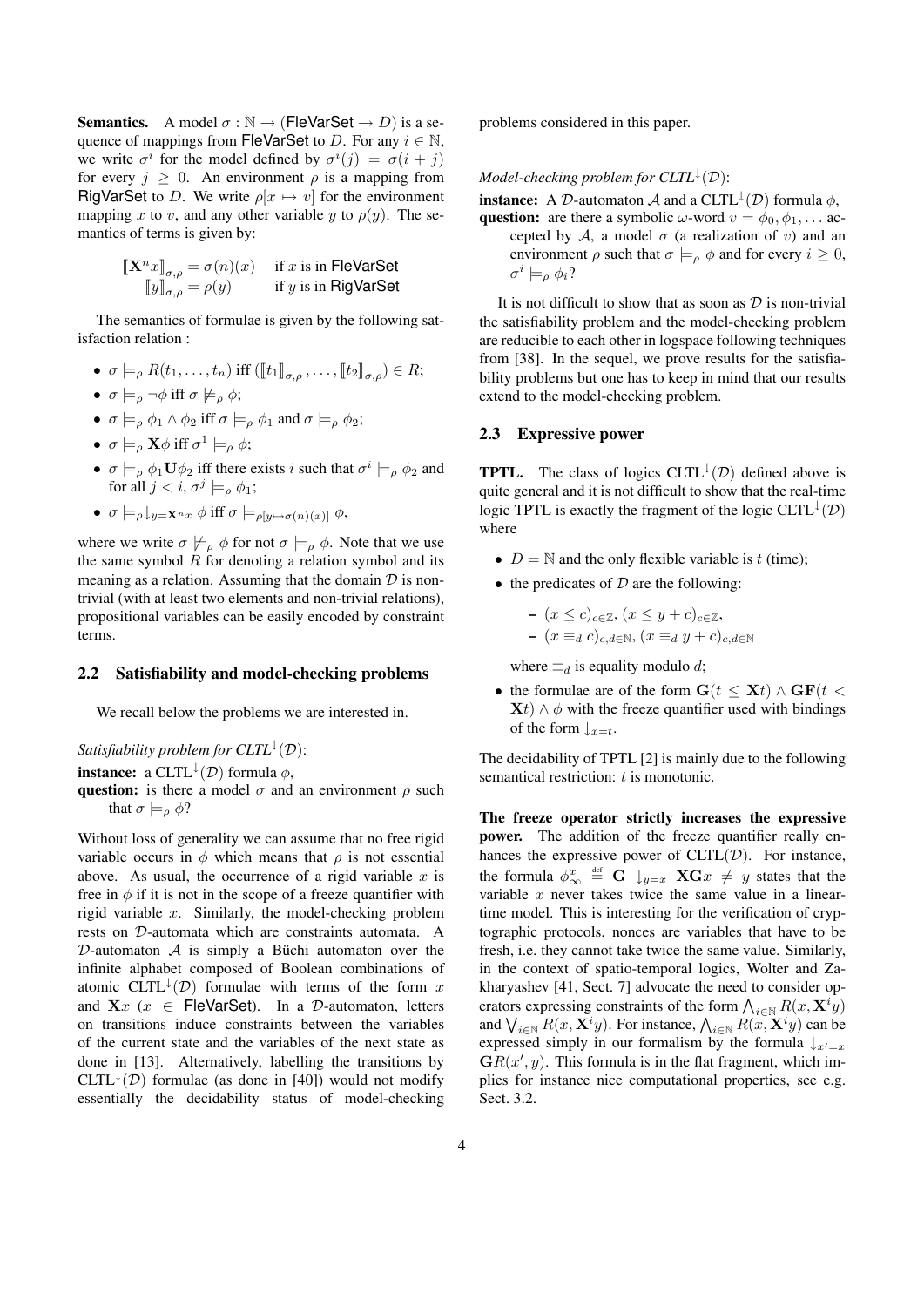**Semantics.** A model $\sigma : \mathbb{N} \to (\mathsf{FleVarSet} \to D)$ is a sequence of mappings from $\mathsf{FleVarSet}$ to $D$. For any $i \in \mathbb{N}$, we write $\sigma^i$ for the model defined by $\sigma^i(j) = \sigma(i+j)$ for every $j \geq 0$. An environment $\rho$ is a mapping from $\mathsf{RigVarSet}$ to $D$. We write $\rho[x \mapsto v]$ for the environment mapping $x$ to $v$, and any other variable $y$ to $\rho(y)$. The semantics of terms is given by:

$$\begin{array}{ll} [\![\mathbf{X}^n x]\!]_{\sigma,\rho} = \sigma(n)(x) & \text{if } x \text{ is in } \mathsf{FleVarSet} \\ [\![y]\!]_{\sigma,\rho} = \rho(y) & \text{if } y \text{ is in } \mathsf{RigVarSet} \end{array}$$

The semantics of formulae is given by the following satisfaction relation :

- $\sigma \models_\rho R(t_1, \ldots, t_n)$ iff $([\![t_1]\!]_{\sigma,\rho}, \ldots, [\![t_2]\!]_{\sigma,\rho}) \in R$;
- $\sigma \models_\rho \neg\phi$ iff $\sigma \not\models_\rho \phi$;
- $\sigma \models_\rho \phi_1 \wedge \phi_2$ iff $\sigma \models_\rho \phi_1$ and $\sigma \models_\rho \phi_2$;
- $\sigma \models_\rho \mathbf{X}\phi$ iff $\sigma^1 \models_\rho \phi$;
- $\sigma \models_\rho \phi_1 \mathbf{U} \phi_2$ iff there exists $i$ such that $\sigma^i \models_\rho \phi_2$ and for all $j < i$, $\sigma^j \models_\rho \phi_1$;
- $\sigma \models_\rho \downarrow_{y=\mathbf{X}^n x} \phi$ iff $\sigma \models_{\rho[y \mapsto \sigma(n)(x)]} \phi$,

where we write $\sigma \not\models_\rho \phi$ for not $\sigma \models_\rho \phi$. Note that we use the same symbol $R$ for denoting a relation symbol and its meaning as a relation. Assuming that the domain $\mathcal{D}$ is non-trivial (with at least two elements and non-trivial relations), propositional variables can be easily encoded by constraint terms.

## 2.2 Satisfiability and model-checking problems

We recall below the problems we are interested in.

*Satisfiability problem for CLTL$^\downarrow(\mathcal{D})$*:

**instance:** a CLTL$^\downarrow(\mathcal{D})$ formula $\phi$,

**question:** is there a model $\sigma$ and an environment $\rho$ such that $\sigma \models_\rho \phi$?

Without loss of generality we can assume that no free rigid variable occurs in $\phi$ which means that $\rho$ is not essential above. As usual, the occurrence of a rigid variable $x$ is free in $\phi$ if it is not in the scope of a freeze quantifier with rigid variable $x$. Similarly, the model-checking problem rests on $\mathcal{D}$-automata which are constraints automata. A $\mathcal{D}$-automaton $\mathcal{A}$ is simply a Büchi automaton over the infinite alphabet composed of Boolean combinations of atomic CLTL$^\downarrow(\mathcal{D})$ formulae with terms of the form $x$ and $\mathbf{X}x$ ($x \in \mathsf{FleVarSet}$). In a $\mathcal{D}$-automaton, letters on transitions induce constraints between the variables of the current state and the variables of the next state as done in [13]. Alternatively, labelling the transitions by CLTL$^\downarrow(\mathcal{D})$ formulae (as done in [40]) would not modify essentially the decidability status of model-checking problems considered in this paper.

*Model-checking problem for CLTL$^\downarrow(\mathcal{D})$*:

**instance:** A $\mathcal{D}$-automaton $\mathcal{A}$ and a CLTL$^\downarrow(\mathcal{D})$ formula $\phi$,

**question:** are there a symbolic $\omega$-word $v = \phi_0, \phi_1, \ldots$ accepted by $\mathcal{A}$, a model $\sigma$ (a realization of $v$) and an environment $\rho$ such that $\sigma \models_\rho \phi$ and for every $i \geq 0$, $\sigma^i \models_\rho \phi_i$?

It is not difficult to show that as soon as $\mathcal{D}$ is non-trivial the satisfiability problem and the model-checking problem are reducible to each other in logspace following techniques from [38]. In the sequel, we prove results for the satisfiability problems but one has to keep in mind that our results extend to the model-checking problem.

## 2.3 Expressive power

**TPTL.** The class of logics CLTL$^\downarrow(\mathcal{D})$ defined above is quite general and it is not difficult to show that the real-time logic TPTL is exactly the fragment of the logic CLTL$^\downarrow(\mathcal{D})$ where

- $D = \mathbb{N}$ and the only flexible variable is $t$ (time);
- the predicates of $\mathcal{D}$ are the following:
  - $(x \leq c)_{c \in \mathbb{Z}}$, $(x \leq y + c)_{c \in \mathbb{Z}}$,
  - $(x \equiv_d c)_{c,d \in \mathbb{N}}$, $(x \equiv_d y + c)_{c,d \in \mathbb{N}}$

  where $\equiv_d$ is equality modulo $d$;
- the formulae are of the form $\mathbf{G}(t \leq \mathbf{X}t) \wedge \mathbf{GF}(t < \mathbf{X}t) \wedge \phi$ with the freeze quantifier used with bindings of the form $\downarrow_{x=t}$.

The decidability of TPTL [2] is mainly due to the following semantical restriction: $t$ is monotonic.

**The freeze operator strictly increases the expressive power.** The addition of the freeze quantifier really enhances the expressive power of CLTL($\mathcal{D}$). For instance, the formula $\phi^x_\infty \stackrel{\text{def}}{=} \mathbf{G} \downarrow_{y=x} \mathbf{XG}x \neq y$ states that the variable $x$ never takes twice the same value in a linear-time model. This is interesting for the verification of cryptographic protocols, nonces are variables that have to be fresh, i.e. they cannot take twice the same value. Similarly, in the context of spatio-temporal logics, Wolter and Zakharyashev [41, Sect. 7] advocate the need to consider operators expressing constraints of the form $\bigwedge_{i \in \mathbb{N}} R(x, \mathbf{X}^i y)$ and $\bigvee_{i \in \mathbb{N}} R(x, \mathbf{X}^i y)$. For instance, $\bigwedge_{i \in \mathbb{N}} R(x, \mathbf{X}^i y)$ can be expressed simply in our formalism by the formula $\downarrow_{x'=x} \mathbf{G}R(x', y)$. This formula is in the flat fragment, which implies for instance nice computational properties, see e.g. Sect. 3.2.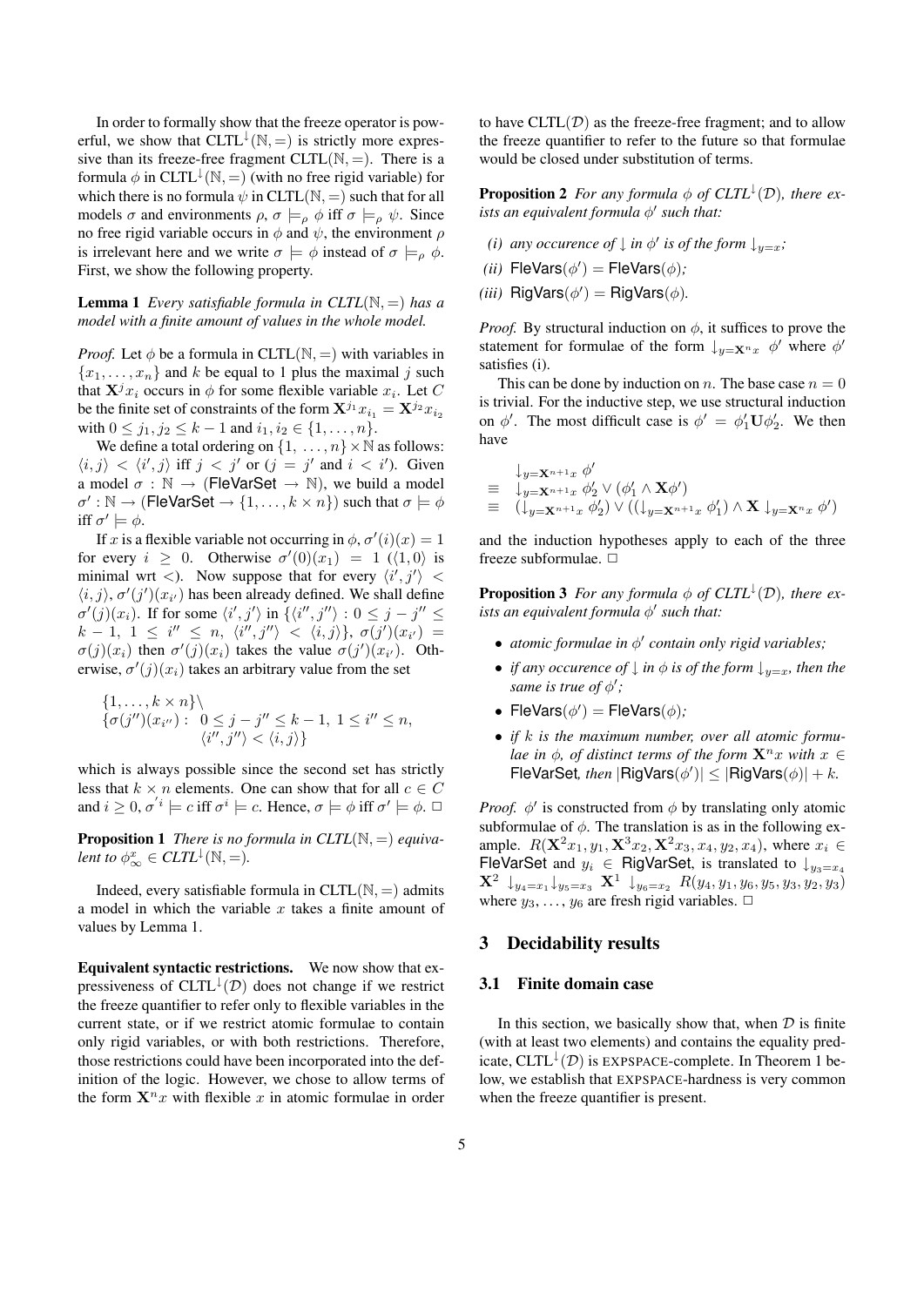In order to formally show that the freeze operator is powerful, we show that $\mathrm{CLTL}^{\downarrow}(\mathbb{N},=)$ is strictly more expressive than its freeze-free fragment $\mathrm{CLTL}(\mathbb{N},=)$. There is a formula $\phi$ in $\mathrm{CLTL}^{\downarrow}(\mathbb{N},=)$ (with no free rigid variable) for which there is no formula $\psi$ in $\mathrm{CLTL}(\mathbb{N},=)$ such that for all models $\sigma$ and environments $\rho$, $\sigma \models_\rho \phi$ iff $\sigma \models_\rho \psi$. Since no free rigid variable occurs in $\phi$ and $\psi$, the environment $\rho$ is irrelevant here and we write $\sigma \models \phi$ instead of $\sigma \models_\rho \phi$. First, we show the following property.

**Lemma 1** *Every satisfiable formula in $CLTL(\mathbb{N},=)$ has a model with a finite amount of values in the whole model.*

*Proof.* Let $\phi$ be a formula in $\mathrm{CLTL}(\mathbb{N},=)$ with variables in $\{x_1,\ldots,x_n\}$ and $k$ be equal to 1 plus the maximal $j$ such that $\mathbf{X}^j x_i$ occurs in $\phi$ for some flexible variable $x_i$. Let $C$ be the finite set of constraints of the form $\mathbf{X}^{j_1} x_{i_1} = \mathbf{X}^{j_2} x_{i_2}$ with $0 \leq j_1, j_2 \leq k-1$ and $i_1, i_2 \in \{1,\ldots,n\}$.

We define a total ordering on $\{1,\ \ldots, n\} \times \mathbb{N}$ as follows: $\langle i,j\rangle < \langle i',j\rangle$ iff $j < j'$ or ($j = j'$ and $i < i'$). Given a model $\sigma : \mathbb{N} \to (\mathsf{FleVarSet} \to \mathbb{N})$, we build a model $\sigma' : \mathbb{N} \to (\mathsf{FleVarSet} \to \{1,\ldots,k\times n\})$ such that $\sigma \models \phi$ iff $\sigma' \models \phi$.

If $x$ is a flexible variable not occurring in $\phi$, $\sigma'(i)(x) = 1$ for every $i \geq 0$. Otherwise $\sigma'(0)(x_1) = 1$ ($\langle 1,0\rangle$ is minimal wrt $<$). Now suppose that for every $\langle i',j'\rangle < \langle i,j\rangle$, $\sigma'(j')(x_{i'})$ has been already defined. We shall define $\sigma'(j)(x_i)$. If for some $\langle i',j'\rangle$ in $\{\langle i'',j''\rangle : 0 \leq j-j'' \leq k-1,\ 1 \leq i'' \leq n,\ \langle i'',j''\rangle < \langle i,j\rangle\}$, $\sigma(j')(x_{i'}) = \sigma(j)(x_i)$ then $\sigma'(j)(x_i)$ takes the value $\sigma(j')(x_{i'})$. Otherwise, $\sigma'(j)(x_i)$ takes an arbitrary value from the set

$$\begin{array}{l}\{1,\ldots,k\times n\}\setminus\\ \{\sigma(j'')(x_{i''}):\ \ 0 \leq j-j'' \leq k-1,\ 1 \leq i'' \leq n,\\ \qquad\qquad\qquad \langle i'',j''\rangle < \langle i,j\rangle\}\end{array}$$

which is always possible since the second set has strictly less that $k \times n$ elements. One can show that for all $c \in C$ and $i \geq 0$, $\sigma'^{i} \models c$ iff $\sigma^i \models c$. Hence, $\sigma \models \phi$ iff $\sigma' \models \phi$. $\Box$

**Proposition 1** *There is no formula in $CLTL(\mathbb{N},=)$ equivalent to $\phi^x_\infty \in CLTL^{\downarrow}(\mathbb{N},=)$.*

Indeed, every satisfiable formula in $\mathrm{CLTL}(\mathbb{N},=)$ admits a model in which the variable $x$ takes a finite amount of values by Lemma 1.

**Equivalent syntactic restrictions.** We now show that expressiveness of $\mathrm{CLTL}^{\downarrow}(\mathcal{D})$ does not change if we restrict the freeze quantifier to refer only to flexible variables in the current state, or if we restrict atomic formulae to contain only rigid variables, or with both restrictions. Therefore, those restrictions could have been incorporated into the definition of the logic. However, we chose to allow terms of the form $\mathbf{X}^n x$ with flexible $x$ in atomic formulae in order to have $\mathrm{CLTL}(\mathcal{D})$ as the freeze-free fragment; and to allow the freeze quantifier to refer to the future so that formulae would be closed under substitution of terms.

**Proposition 2** *For any formula $\phi$ of $CLTL^{\downarrow}(\mathcal{D})$, there exists an equivalent formula $\phi'$ such that:*

*(i) any occurence of $\downarrow$ in $\phi'$ is of the form $\downarrow_{y=x}$;*

*(ii)* $\mathsf{FleVars}(\phi') = \mathsf{FleVars}(\phi)$*;*

*(iii)* $\mathsf{RigVars}(\phi') = \mathsf{RigVars}(\phi)$*.*

*Proof.* By structural induction on $\phi$, it suffices to prove the statement for formulae of the form $\downarrow_{y=\mathbf{X}^n x}\ \phi'$ where $\phi'$ satisfies (i).

This can be done by induction on $n$. The base case $n = 0$ is trivial. For the inductive step, we use structural induction on $\phi'$. The most difficult case is $\phi' = \phi'_1 \mathbf{U} \phi'_2$. We then have

$$\begin{array}{ll} & \downarrow_{y=\mathbf{X}^{n+1}x}\ \phi' \\ \equiv & \downarrow_{y=\mathbf{X}^{n+1}x}\ \phi'_2 \vee (\phi'_1 \wedge \mathbf{X}\phi') \\ \equiv & (\downarrow_{y=\mathbf{X}^{n+1}x}\ \phi'_2) \vee ((\downarrow_{y=\mathbf{X}^{n+1}x}\ \phi'_1) \wedge \mathbf{X} \downarrow_{y=\mathbf{X}^n x}\ \phi') \end{array}$$

and the induction hypotheses apply to each of the three freeze subformulae. $\Box$

**Proposition 3** *For any formula $\phi$ of $CLTL^{\downarrow}(\mathcal{D})$, there exists an equivalent formula $\phi'$ such that:*

- *atomic formulae in $\phi'$ contain only rigid variables;*
- *if any occurence of $\downarrow$ in $\phi$ is of the form $\downarrow_{y=x}$, then the same is true of $\phi'$;*
- $\mathsf{FleVars}(\phi') = \mathsf{FleVars}(\phi)$*;*
- *if $k$ is the maximum number, over all atomic formulae in $\phi$, of distinct terms of the form $\mathbf{X}^n x$ with $x \in$ $\mathsf{FleVarSet}$, then $|\mathsf{RigVars}(\phi')| \leq |\mathsf{RigVars}(\phi)| + k$.*

*Proof.* $\phi'$ is constructed from $\phi$ by translating only atomic subformulae of $\phi$. The translation is as in the following example. $R(\mathbf{X}^2 x_1, y_1, \mathbf{X}^3 x_2, \mathbf{X}^2 x_3, x_4, y_2, x_4)$, where $x_i \in$ $\mathsf{FleVarSet}$ and $y_i \in \mathsf{RigVarSet}$, is translated to $\downarrow_{y_3=x_4}$ $\mathbf{X}^2 \downarrow_{y_4=x_1}\downarrow_{y_5=x_3}\ \mathbf{X}^1 \downarrow_{y_6=x_2}\ R(y_4, y_1, y_6, y_5, y_3, y_2, y_3)$ where $y_3,\ldots,y_6$ are fresh rigid variables. $\Box$

## 3 Decidability results

### 3.1 Finite domain case

In this section, we basically show that, when $\mathcal{D}$ is finite (with at least two elements) and contains the equality predicate, $\mathrm{CLTL}^{\downarrow}(\mathcal{D})$ is EXPSPACE-complete. In Theorem 1 below, we establish that EXPSPACE-hardness is very common when the freeze quantifier is present.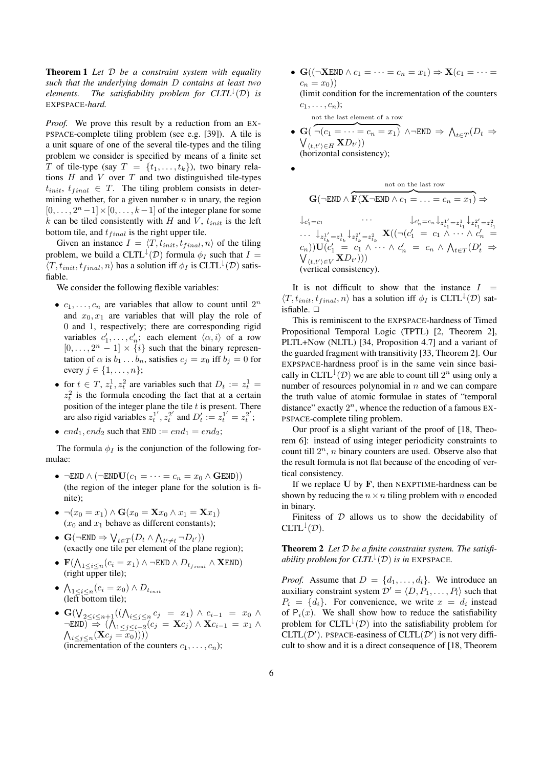**Theorem 1** *Let $\mathcal{D}$ be a constraint system with equality such that the underlying domain $D$ contains at least two elements. The satisfiability problem for CLTL$^{\downarrow}(\mathcal{D})$ is* EXPSPACE*-hard.*

*Proof.* We prove this result by a reduction from an EXPSPACE-complete tiling problem (see e.g. [39]). A tile is a unit square of one of the several tile-types and the tiling problem we consider is specified by means of a finite set $T$ of tile-type (say $T = \{t_1, \ldots, t_k\}$), two binary relations $H$ and $V$ over $T$ and two distinguished tile-types $t_{init}$, $t_{final} \in T$. The tiling problem consists in determining whether, for a given number $n$ in unary, the region $[0, \ldots, 2^n - 1] \times [0, \ldots, k-1]$ of the integer plane for some $k$ can be tiled consistently with $H$ and $V$, $t_{init}$ is the left bottom tile, and $t_{final}$ is the right upper tile.

Given an instance $I = \langle T, t_{init}, t_{final}, n \rangle$ of the tiling problem, we build a CLTL$^{\downarrow}(\mathcal{D})$ formula $\phi_I$ such that $I = \langle T, t_{init}, t_{final}, n \rangle$ has a solution iff $\phi_I$ is CLTL$^{\downarrow}(\mathcal{D})$ satisfiable.

We consider the following flexible variables:

- $c_1, \ldots, c_n$ are variables that allow to count until $2^n$ and $x_0, x_1$ are variables that will play the role of 0 and 1, respectively; there are corresponding rigid variables $c'_1, \ldots, c'_n$; each element $\langle \alpha, i \rangle$ of a row $[0, \ldots, 2^n - 1] \times \{i\}$ such that the binary representation of $\alpha$ is $b_1 \ldots b_n$, satisfies $c_j = x_0$ iff $b_j = 0$ for every $j \in \{1, \ldots, n\}$;
- for $t \in T$, $z_t^1, z_t^2$ are variables such that $D_t := z_t^1 = z_t^2$ is the formula encoding the fact that at a certain position of the integer plane the tile $t$ is present. There are also rigid variables $z_t^{1'}, z_t^{2'}$ and $D'_t := z_t^{1'} = z_t^{2'}$;
- $end_1, end_2$ such that $\texttt{END} := end_1 = end_2$;

The formula $\phi_I$ is the conjunction of the following formulae:

- $\neg\texttt{END} \wedge (\neg\texttt{END}\mathbf{U}(c_1 = \cdots = c_n = x_0 \wedge \mathbf{G}\texttt{END}))$ (the region of the integer plane for the solution is finite);
- $\neg(x_0 = x_1) \wedge \mathbf{G}(x_0 = \mathbf{X}x_0 \wedge x_1 = \mathbf{X}x_1)$ ($x_0$ and $x_1$ behave as different constants);
- $\mathbf{G}(\neg\texttt{END} \Rightarrow \bigvee_{t \in T}(D_t \wedge \bigwedge_{t' \neq t} \neg D_{t'}))$ (exactly one tile per element of the plane region);
- $\mathbf{F}(\bigwedge_{1 \leq i \leq n}(c_i = x_1) \wedge \neg\texttt{END} \wedge D_{t_{final}} \wedge \mathbf{X}\texttt{END})$ (right upper tile);
- $\bigwedge_{1 \leq i \leq n}(c_i = x_0) \wedge D_{t_{init}}$ (left bottom tile);
- $\mathbf{G}(\bigvee_{2 \leq i \leq n+1}((\bigwedge_{i \leq j \leq n} c_j = x_1) \wedge c_{i-1} = x_0 \wedge \neg\texttt{END}) \Rightarrow (\bigwedge_{1 \leq j \leq i-2}(c_j = \mathbf{X}c_j) \wedge \mathbf{X}c_{i-1} = x_1 \wedge \bigwedge_{i \leq j \leq n}(\mathbf{X}c_j = x_0))))$ (incrementation of the counters $c_1, \ldots, c_n$);
- $\mathbf{G}((\neg\mathbf{X}\texttt{END} \wedge c_1 = \cdots = c_n = x_1) \Rightarrow \mathbf{X}(c_1 = \cdots = c_n = x_0))$ (limit condition for the incrementation of the counters $c_1, \ldots, c_n$);
- $\mathbf{G}(\overbrace{\neg(c_1 = \cdots = c_n = x_1)}^{\text{not the last element of a row}} \wedge \neg\texttt{END} \Rightarrow \bigwedge_{t \in T}(D_t \Rightarrow \bigvee_{\langle t,t' \rangle \in H} \mathbf{X}D_{t'}))$ (horizontal consistency);
- $$\mathbf{G}(\neg\texttt{END} \wedge \overbrace{\mathbf{F}(\mathbf{X}\neg\texttt{END} \wedge c_1 = \ldots = c_n = x_1)}^{\text{not on the last row}} \Rightarrow$$
  $\downarrow_{c'_1 = c_1} \cdots \downarrow_{c'_n = c_n} \downarrow_{z_{t_1}^{1'} = z_{t_1}^1} \downarrow_{z_{t_1}^{2'} = z_{t_1}^2} \cdots \downarrow_{z_{t_k}^{1'} = z_{t_k}^1} \downarrow_{z_{t_k}^{2'} = z_{t_k}^2} \mathbf{X}((\neg(c'_1 = c_1 \wedge \cdots \wedge c'_n = c_n))\mathbf{U}(c'_1 = c_1 \wedge \cdots \wedge c'_n = c_n \wedge \bigwedge_{t \in T}(D'_t \Rightarrow \bigvee_{\langle t,t' \rangle \in V} \mathbf{X}D_{t'})))$ (vertical consistency).

It is not difficult to show that the instance $I = \langle T, t_{init}, t_{final}, n \rangle$ has a solution iff $\phi_I$ is CLTL$^{\downarrow}(\mathcal{D})$ satisfiable. $\Box$

This is reminiscent to the EXPSPACE-hardness of Timed Propositional Temporal Logic (TPTL) [2, Theorem 2], PLTL+Now (NLTL) [34, Proposition 4.7] and a variant of the guarded fragment with transitivity [33, Theorem 2]. Our EXPSPACE-hardness proof is in the same vein since basically in CLTL$^{\downarrow}(\mathcal{D})$ we are able to count till $2^n$ using only a number of resources polynomial in $n$ and we can compare the truth value of atomic formulae in states of "temporal distance" exactly $2^n$, whence the reduction of a famous EXPSPACE-complete tiling problem.

Our proof is a slight variant of the proof of [18, Theorem 6]: instead of using integer periodicity constraints to count till $2^n$, $n$ binary counters are used. Observe also that the result formula is not flat because of the encoding of vertical consistency.

If we replace $\mathbf{U}$ by $\mathbf{F}$, then NEXPTIME-hardness can be shown by reducing the $n \times n$ tiling problem with $n$ encoded in binary.

Finitess of $\mathcal{D}$ allows us to show the decidability of CLTL$^{\downarrow}(\mathcal{D})$.

**Theorem 2** *Let $\mathcal{D}$ be a finite constraint system. The satisfiability problem for CLTL$^{\downarrow}(\mathcal{D})$ is in* EXPSPACE*.*

*Proof.* Assume that $D = \{d_1, \ldots, d_l\}$. We introduce an auxiliary constraint system $\mathcal{D}' = \langle D, P_1, \ldots, P_l \rangle$ such that $P_i = \{d_i\}$. For convenience, we write $x = d_i$ instead of $\mathsf{P}_i(x)$. We shall show how to reduce the satisfiability problem for CLTL$^{\downarrow}(\mathcal{D})$ into the satisfiability problem for CLTL$(\mathcal{D}')$. PSPACE-easiness of CLTL$(\mathcal{D}')$ is not very difficult to show and it is a direct consequence of [18, Theorem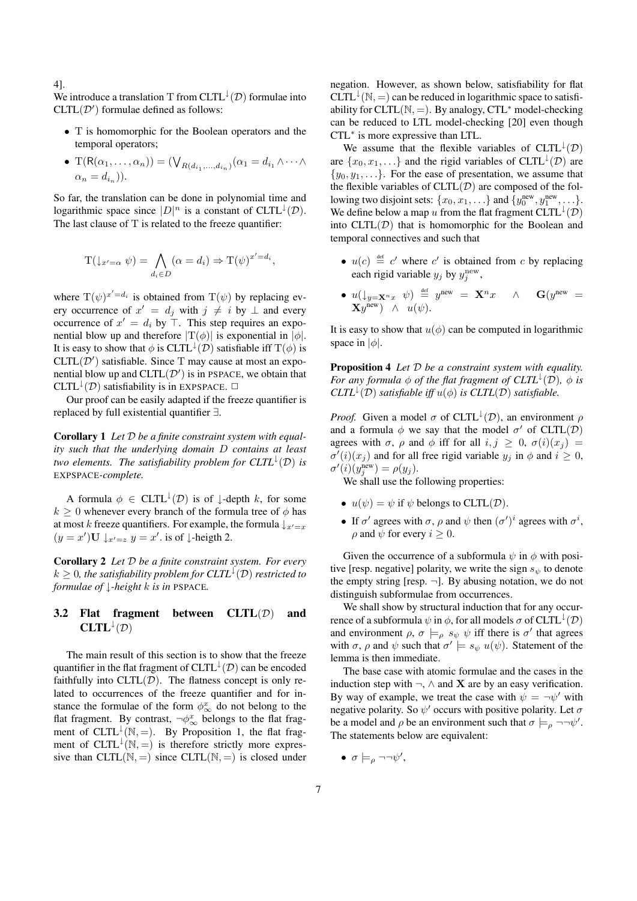4].

We introduce a translation T from $\mathrm{CLTL}^{\downarrow}(\mathcal{D})$ formulae into $\mathrm{CLTL}(\mathcal{D}')$ formulae defined as follows:

- T is homomorphic for the Boolean operators and the temporal operators;
- $\mathrm{T}(\mathsf{R}(\alpha_1, \ldots, \alpha_n)) = (\bigvee_{R(d_{i_1}, \ldots, d_{i_n})} (\alpha_1 = d_{i_1} \wedge \cdots \wedge \alpha_n = d_{i_n}))$.

So far, the translation can be done in polynomial time and logarithmic space since $|D|^n$ is a constant of $\mathrm{CLTL}^{\downarrow}(\mathcal{D})$. The last clause of T is related to the freeze quantifier:

$$\mathrm{T}(\downarrow_{x'=\alpha} \psi) = \bigwedge_{d_i \in D} (\alpha = d_i) \Rightarrow \mathrm{T}(\psi)^{x'=d_i},$$

where $\mathrm{T}(\psi)^{x'=d_i}$ is obtained from $\mathrm{T}(\psi)$ by replacing every occurrence of $x' = d_j$ with $j \neq i$ by $\perp$ and every occurrence of $x' = d_i$ by $\top$. This step requires an exponential blow up and therefore $|\mathrm{T}(\phi)|$ is exponential in $|\phi|$. It is easy to show that $\phi$ is $\mathrm{CLTL}^{\downarrow}(\mathcal{D})$ satisfiable iff $\mathrm{T}(\phi)$ is $\mathrm{CLTL}(\mathcal{D}')$ satisfiable. Since T may cause at most an exponential blow up and $\mathrm{CLTL}(\mathcal{D}')$ is in PSPACE, we obtain that $\mathrm{CLTL}^{\downarrow}(\mathcal{D})$ satisfiability is in EXPSPACE. $\Box$

Our proof can be easily adapted if the freeze quantifier is replaced by full existential quantifier $\exists$.

**Corollary 1** *Let $\mathcal{D}$ be a finite constraint system with equality such that the underlying domain $D$ contains at least two elements. The satisfiability problem for $\mathrm{CLTL}^{\downarrow}(\mathcal{D})$ is* EXPSPACE*-complete.*

A formula $\phi \in \mathrm{CLTL}^{\downarrow}(\mathcal{D})$ is of $\downarrow$-depth $k$, for some $k \geq 0$ whenever every branch of the formula tree of $\phi$ has at most $k$ freeze quantifiers. For example, the formula $\downarrow_{x'=x} (y = x')\mathbf{U} \downarrow_{x'=z} y = x'$. is of $\downarrow$-heigth 2.

**Corollary 2** *Let $\mathcal{D}$ be a finite constraint system. For every $k \geq 0$, the satisfiability problem for $\mathrm{CLTL}^{\downarrow}(\mathcal{D})$ restricted to formulae of $\downarrow$-height $k$ is in* PSPACE*.*

### 3.2 Flat fragment between CLTL($\mathcal{D}$) and CLTL$^{\downarrow}$($\mathcal{D}$)

The main result of this section is to show that the freeze quantifier in the flat fragment of $\mathrm{CLTL}^{\downarrow}(\mathcal{D})$ can be encoded faithfully into $\mathrm{CLTL}(\mathcal{D})$. The flatness concept is only related to occurrences of the freeze quantifier and for instance the formulae of the form $\phi_{\infty}^{x}$ do not belong to the flat fragment. By contrast, $\neg\phi_{\infty}^{x}$ belongs to the flat fragment of $\mathrm{CLTL}^{\downarrow}(\mathbb{N}, =)$. By Proposition 1, the flat fragment of $\mathrm{CLTL}^{\downarrow}(\mathbb{N}, =)$ is therefore strictly more expressive than $\mathrm{CLTL}(\mathbb{N}, =)$ since $\mathrm{CLTL}(\mathbb{N}, =)$ is closed under negation. However, as shown below, satisfiability for flat $\mathrm{CLTL}^{\downarrow}(\mathbb{N}, =)$ can be reduced in logarithmic space to satisfiability for $\mathrm{CLTL}(\mathbb{N}, =)$. By analogy, CTL$^*$ model-checking can be reduced to LTL model-checking [20] even though CTL$^*$ is more expressive than LTL.

We assume that the flexible variables of $\mathrm{CLTL}^{\downarrow}(\mathcal{D})$ are $\{x_0, x_1, \ldots\}$ and the rigid variables of $\mathrm{CLTL}^{\downarrow}(\mathcal{D})$ are $\{y_0, y_1, \ldots\}$. For the ease of presentation, we assume that the flexible variables of $\mathrm{CLTL}(\mathcal{D})$ are composed of the following two disjoint sets: $\{x_0, x_1, \ldots\}$ and $\{y_0^{\mathrm{new}}, y_1^{\mathrm{new}}, \ldots\}$. We define below a map $u$ from the flat fragment $\mathrm{CLTL}^{\downarrow}(\mathcal{D})$ into $\mathrm{CLTL}(\mathcal{D})$ that is homomorphic for the Boolean and temporal connectives and such that

- $u(c) \stackrel{\text{def}}{=} c'$ where $c'$ is obtained from $c$ by replacing each rigid variable $y_j$ by $y_j^{\mathrm{new}}$,
- $u(\downarrow_{y=\mathbf{X}^n x} \psi) \stackrel{\text{def}}{=} y^{\mathrm{new}} = \mathbf{X}^n x \quad \wedge \quad \mathbf{G}(y^{\mathrm{new}} = \mathbf{X} y^{\mathrm{new}}) \ \wedge \ u(\psi)$.

It is easy to show that $u(\phi)$ can be computed in logarithmic space in $|\phi|$.

**Proposition 4** *Let $\mathcal{D}$ be a constraint system with equality. For any formula $\phi$ of the flat fragment of $\mathrm{CLTL}^{\downarrow}(\mathcal{D})$, $\phi$ is $\mathrm{CLTL}^{\downarrow}(\mathcal{D})$ satisfiable iff $u(\phi)$ is $\mathrm{CLTL}(\mathcal{D})$ satisfiable.*

*Proof.* Given a model $\sigma$ of $\mathrm{CLTL}^{\downarrow}(\mathcal{D})$, an environment $\rho$ and a formula $\phi$ we say that the model $\sigma'$ of $\mathrm{CLTL}(\mathcal{D})$ agrees with $\sigma$, $\rho$ and $\phi$ iff for all $i, j \geq 0$, $\sigma(i)(x_j) = \sigma'(i)(x_j)$ and for all free rigid variable $y_j$ in $\phi$ and $i \geq 0$, $\sigma'(i)(y_j^{\mathrm{new}}) = \rho(y_j)$.

We shall use the following properties:

- $u(\psi) = \psi$ if $\psi$ belongs to $\mathrm{CLTL}(\mathcal{D})$.
- If $\sigma'$ agrees with $\sigma$, $\rho$ and $\psi$ then $(\sigma')^i$ agrees with $\sigma^i$, $\rho$ and $\psi$ for every $i \geq 0$.

Given the occurrence of a subformula $\psi$ in $\phi$ with positive [resp. negative] polarity, we write the sign $s_{\psi}$ to denote the empty string [resp. $\neg$]. By abusing notation, we do not distinguish subformulae from occurrences.

We shall show by structural induction that for any occurrence of a subformula $\psi$ in $\phi$, for all models $\sigma$ of $\mathrm{CLTL}^{\downarrow}(\mathcal{D})$ and environment $\rho$, $\sigma \models_{\rho} s_{\psi} \ \psi$ iff there is $\sigma'$ that agrees with $\sigma$, $\rho$ and $\psi$ such that $\sigma' \models s_{\psi} \ u(\psi)$. Statement of the lemma is then immediate.

The base case with atomic formulae and the cases in the induction step with $\neg$, $\wedge$ and $\mathbf{X}$ are by an easy verification. By way of example, we treat the case with $\psi = \neg\psi'$ with negative polarity. So $\psi'$ occurs with positive polarity. Let $\sigma$ be a model and $\rho$ be an environment such that $\sigma \models_{\rho} \neg\neg\psi'$. The statements below are equivalent:

- $\sigma \models_{\rho} \neg\neg\psi'$,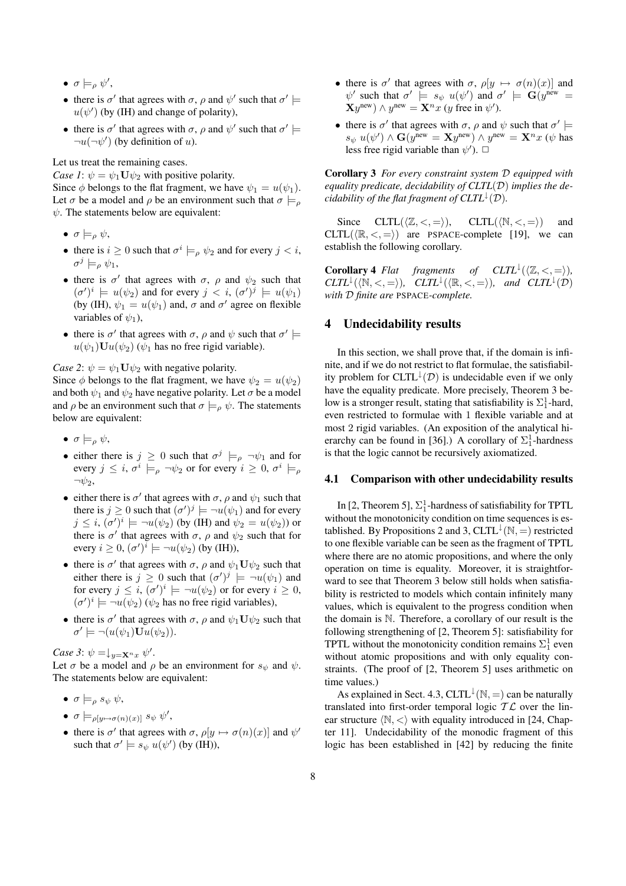- $\sigma \models_\rho \psi'$,
- there is $\sigma'$ that agrees with $\sigma$, $\rho$ and $\psi'$ such that $\sigma' \models u(\psi')$ (by (IH) and change of polarity),
- there is $\sigma'$ that agrees with $\sigma$, $\rho$ and $\psi'$ such that $\sigma' \models \neg u(\neg\psi')$ (by definition of $u$).

Let us treat the remaining cases.

*Case 1*: $\psi = \psi_1 \mathbf{U} \psi_2$ with positive polarity.
Since $\phi$ belongs to the flat fragment, we have $\psi_1 = u(\psi_1)$. Let $\sigma$ be a model and $\rho$ be an environment such that $\sigma \models_\rho \psi$. The statements below are equivalent:

- $\sigma \models_\rho \psi$,
- there is $i \geq 0$ such that $\sigma^i \models_\rho \psi_2$ and for every $j < i$, $\sigma^j \models_\rho \psi_1$,
- there is $\sigma'$ that agrees with $\sigma$, $\rho$ and $\psi_2$ such that $(\sigma')^i \models u(\psi_2)$ and for every $j < i$, $(\sigma')^j \models u(\psi_1)$ (by (IH), $\psi_1 = u(\psi_1)$ and, $\sigma$ and $\sigma'$ agree on flexible variables of $\psi_1$),
- there is $\sigma'$ that agrees with $\sigma$, $\rho$ and $\psi$ such that $\sigma' \models u(\psi_1)\mathbf{U}u(\psi_2)$ ($\psi_1$ has no free rigid variable).

*Case 2*: $\psi = \psi_1 \mathbf{U} \psi_2$ with negative polarity.
Since $\phi$ belongs to the flat fragment, we have $\psi_2 = u(\psi_2)$ and both $\psi_1$ and $\psi_2$ have negative polarity. Let $\sigma$ be a model and $\rho$ be an environment such that $\sigma \models_\rho \psi$. The statements below are equivalent:

- $\sigma \models_\rho \psi$,
- either there is $j \geq 0$ such that $\sigma^j \models_\rho \neg\psi_1$ and for every $j \leq i$, $\sigma^i \models_\rho \neg\psi_2$ or for every $i \geq 0$, $\sigma^i \models_\rho \neg\psi_2$,
- either there is $\sigma'$ that agrees with $\sigma$, $\rho$ and $\psi_1$ such that there is $j \geq 0$ such that $(\sigma')^j \models \neg u(\psi_1)$ and for every $j \leq i$, $(\sigma')^i \models \neg u(\psi_2)$ (by (IH) and $\psi_2 = u(\psi_2)$) or there is $\sigma'$ that agrees with $\sigma$, $\rho$ and $\psi_2$ such that for every $i \geq 0$, $(\sigma')^i \models \neg u(\psi_2)$ (by (IH)),
- there is $\sigma'$ that agrees with $\sigma$, $\rho$ and $\psi_1 \mathbf{U} \psi_2$ such that either there is $j \geq 0$ such that $(\sigma')^j \models \neg u(\psi_1)$ and for every $j \leq i$, $(\sigma')^i \models \neg u(\psi_2)$ or for every $i \geq 0$, $(\sigma')^i \models \neg u(\psi_2)$ ($\psi_2$ has no free rigid variables),
- there is $\sigma'$ that agrees with $\sigma$, $\rho$ and $\psi_1 \mathbf{U} \psi_2$ such that $\sigma' \models \neg(u(\psi_1)\mathbf{U}u(\psi_2))$.

*Case 3*: $\psi = \downarrow_{y=\mathbf{X}^n x} \psi'$.
Let $\sigma$ be a model and $\rho$ be an environment for $s_\psi$ and $\psi$. The statements below are equivalent:

- $\sigma \models_\rho s_\psi\ \psi$,
- $\sigma \models_{\rho[y \mapsto \sigma(n)(x)]} s_\psi\ \psi'$,
- there is $\sigma'$ that agrees with $\sigma$, $\rho[y \mapsto \sigma(n)(x)]$ and $\psi'$ such that $\sigma' \models s_\psi\ u(\psi')$ (by (IH)),
- there is $\sigma'$ that agrees with $\sigma$, $\rho[y \mapsto \sigma(n)(x)]$ and $\psi'$ such that $\sigma' \models s_\psi\ u(\psi')$ and $\sigma' \models \mathbf{G}(y^{\text{new}} = \mathbf{X}y^{\text{new}}) \wedge y^{\text{new}} = \mathbf{X}^n x$ ($y$ free in $\psi'$).
- there is $\sigma'$ that agrees with $\sigma$, $\rho$ and $\psi$ such that $\sigma' \models s_\psi\ u(\psi') \wedge \mathbf{G}(y^{\text{new}} = \mathbf{X}y^{\text{new}}) \wedge y^{\text{new}} = \mathbf{X}^n x$ ($\psi$ has less free rigid variable than $\psi'$). $\Box$

**Corollary 3** *For every constraint system $\mathcal{D}$ equipped with equality predicate, decidability of CLTL($\mathcal{D}$) implies the decidability of the flat fragment of CLTL$^{\downarrow}$($\mathcal{D}$).*

Since CLTL($\langle \mathbb{Z}, <, = \rangle$), CLTL($\langle \mathbb{N}, <, = \rangle$) and CLTL($\langle \mathbb{R}, <, = \rangle$) are PSPACE-complete [19], we can establish the following corollary.

**Corollary 4** *Flat fragments of CLTL$^{\downarrow}$($\langle \mathbb{Z}, <, = \rangle$), CLTL$^{\downarrow}$($\langle \mathbb{N}, <, = \rangle$), CLTL$^{\downarrow}$($\langle \mathbb{R}, <, = \rangle$), and CLTL$^{\downarrow}$($\mathcal{D}$) with $\mathcal{D}$ finite are PSPACE-complete.*

## 4 Undecidability results

In this section, we shall prove that, if the domain is infinite, and if we do not restrict to flat formulae, the satisfiability problem for CLTL$^{\downarrow}$($\mathcal{D}$) is undecidable even if we only have the equality predicate. More precisely, Theorem 3 below is a stronger result, stating that satisfiability is $\Sigma^1_1$-hard, even restricted to formulae with 1 flexible variable and at most 2 rigid variables. (An exposition of the analytical hierarchy can be found in [36].) A corollary of $\Sigma^1_1$-hardness is that the logic cannot be recursively axiomatized.

### 4.1 Comparison with other undecidability results

In [2, Theorem 5], $\Sigma^1_1$-hardness of satisfiability for TPTL without the monotonicity condition on time sequences is established. By Propositions 2 and 3, CLTL$^{\downarrow}$($\mathbb{N}, =$) restricted to one flexible variable can be seen as the fragment of TPTL where there are no atomic propositions, and where the only operation on time is equality. Moreover, it is straightforward to see that Theorem 3 below still holds when satisfiability is restricted to models which contain infinitely many values, which is equivalent to the progress condition when the domain is $\mathbb{N}$. Therefore, a corollary of our result is the following strengthening of [2, Theorem 5]: satisfiability for TPTL without the monotonicity condition remains $\Sigma^1_1$ even without atomic propositions and with only equality constraints. (The proof of [2, Theorem 5] uses arithmetic on time values.)

As explained in Sect. 4.3, CLTL$^{\downarrow}$($\mathbb{N}, =$) can be naturally translated into first-order temporal logic $\mathcal{TL}$ over the linear structure $\langle \mathbb{N}, < \rangle$ with equality introduced in [24, Chapter 11]. Undecidability of the monodic fragment of this logic has been established in [42] by reducing the finite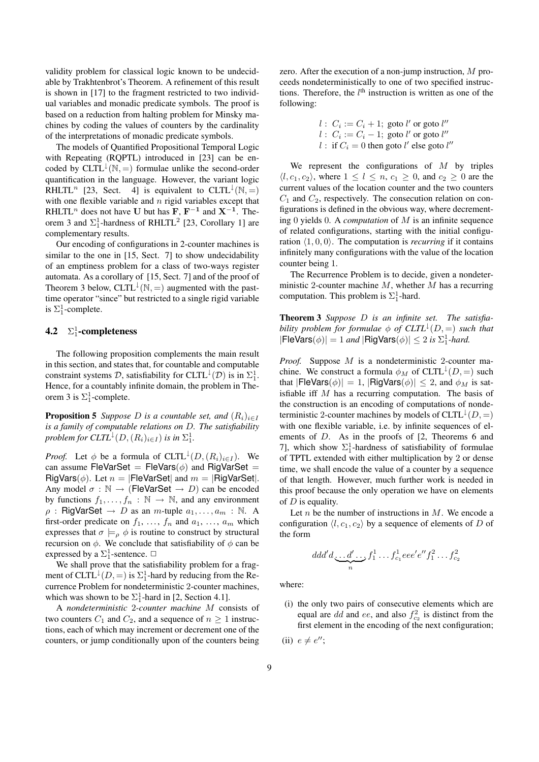validity problem for classical logic known to be undecidable by Trakhtenbrot's Theorem. A refinement of this result is shown in [17] to the fragment restricted to two individual variables and monadic predicate symbols. The proof is based on a reduction from halting problem for Minsky machines by coding the values of counters by the cardinality of the interpretations of monadic predicate symbols.

The models of Quantified Propositional Temporal Logic with Repeating (RQPTL) introduced in [23] can be encoded by $\mathrm{CLTL}^{\downarrow}(\mathbb{N},=)$ formulae unlike the second-order quantification in the language. However, the variant logic $\mathrm{RHLTL}^n$ [23, Sect. 4] is equivalent to $\mathrm{CLTL}^{\downarrow}(\mathbb{N},=)$ with one flexible variable and $n$ rigid variables except that $\mathrm{RHLTL}^n$ does not have $\mathbf{U}$ but has $\mathbf{F}$, $\mathbf{F^{-1}}$ and $\mathbf{X^{-1}}$. Theorem 3 and $\Sigma^1_1$-hardness of $\mathrm{RHLTL}^2$ [23, Corollary 1] are complementary results.

Our encoding of configurations in 2-counter machines is similar to the one in [15, Sect. 7] to show undecidability of an emptiness problem for a class of two-ways register automata. As a corollary of [15, Sect. 7] and of the proof of Theorem 3 below, $\mathrm{CLTL}^{\downarrow}(\mathbb{N},=)$ augmented with the past-time operator "since" but restricted to a single rigid variable is $\Sigma^1_1$-complete.

## 4.2 $\Sigma^1_1$-completeness

The following proposition complements the main result in this section, and states that, for countable and computable constraint systems $\mathcal{D}$, satisfiability for $\mathrm{CLTL}^{\downarrow}(\mathcal{D})$ is in $\Sigma^1_1$. Hence, for a countably infinite domain, the problem in Theorem 3 is $\Sigma^1_1$-complete.

**Proposition 5** *Suppose $D$ is a countable set, and $(R_i)_{i\in I}$ is a family of computable relations on $D$. The satisfiability problem for $\mathrm{CLTL}^{\downarrow}(D,(R_i)_{i\in I})$ is in $\Sigma^1_1$.*

*Proof.* Let $\phi$ be a formula of $\mathrm{CLTL}^{\downarrow}(D,(R_i)_{i\in I})$. We can assume $\mathsf{FleVarSet} = \mathsf{FleVars}(\phi)$ and $\mathsf{RigVarSet} = \mathsf{RigVars}(\phi)$. Let $n = |\mathsf{FleVarSet}|$ and $m = |\mathsf{RigVarSet}|$. Any model $\sigma : \mathbb{N} \to (\mathsf{FleVarSet} \to D)$ can be encoded by functions $f_1,\ldots,f_n : \mathbb{N}\to\mathbb{N}$, and any environment $\rho : \mathsf{RigVarSet} \to D$ as an $m$-tuple $a_1,\ldots,a_m : \mathbb{N}$. A first-order predicate on $f_1,\ldots,f_n$ and $a_1,\ldots,a_m$ which expresses that $\sigma \models_\rho \phi$ is routine to construct by structural recursion on $\phi$. We conclude that satisfiability of $\phi$ can be expressed by a $\Sigma^1_1$-sentence. $\Box$

We shall prove that the satisfiability problem for a fragment of $\mathrm{CLTL}^{\downarrow}(D,=)$ is $\Sigma^1_1$-hard by reducing from the Recurrence Problem for nondeterministic 2-counter machines, which was shown to be $\Sigma^1_1$-hard in [2, Section 4.1].

A *nondeterministic 2-counter machine* $M$ consists of two counters $C_1$ and $C_2$, and a sequence of $n \geq 1$ instructions, each of which may increment or decrement one of the counters, or jump conditionally upon of the counters being zero. After the execution of a non-jump instruction, $M$ proceeds nondeterministically to one of two specified instructions. Therefore, the $l^{\text{th}}$ instruction is written as one of the following:

$$
\begin{aligned}
&l:\ C_i := C_i + 1;\ \text{goto } l' \text{ or goto } l''\\
&l:\ C_i := C_i - 1;\ \text{goto } l' \text{ or goto } l''\\
&l:\ \text{if } C_i = 0 \text{ then goto } l' \text{ else goto } l''
\end{aligned}
$$

We represent the configurations of $M$ by triples $\langle l, c_1, c_2\rangle$, where $1 \leq l \leq n$, $c_1 \geq 0$, and $c_2 \geq 0$ are the current values of the location counter and the two counters $C_1$ and $C_2$, respectively. The consecution relation on configurations is defined in the obvious way, where decrementing 0 yields 0. A *computation* of $M$ is an infinite sequence of related configurations, starting with the initial configuration $\langle 1,0,0\rangle$. The computation is *recurring* if it contains infinitely many configurations with the value of the location counter being 1.

The Recurrence Problem is to decide, given a nondeterministic 2-counter machine $M$, whether $M$ has a recurring computation. This problem is $\Sigma^1_1$-hard.

**Theorem 3** *Suppose $D$ is an infinite set. The satisfiability problem for formulae $\phi$ of $\mathrm{CLTL}^{\downarrow}(D,=)$ such that $|\mathsf{FleVars}(\phi)| = 1$ and $|\mathsf{RigVars}(\phi)| \leq 2$ is $\Sigma^1_1$-hard.*

*Proof.* Suppose $M$ is a nondeterministic 2-counter machine. We construct a formula $\phi_M$ of $\mathrm{CLTL}^{\downarrow}(D,=)$ such that $|\mathsf{FleVars}(\phi)| = 1$, $|\mathsf{RigVars}(\phi)| \leq 2$, and $\phi_M$ is satisfiable iff $M$ has a recurring computation. The basis of the construction is an encoding of computations of nondeterministic 2-counter machines by models of $\mathrm{CLTL}^{\downarrow}(D,=)$ with one flexible variable, i.e. by infinite sequences of elements of $D$. As in the proofs of [2, Theorems 6 and 7], which show $\Sigma^1_1$-hardness of satisfiability of formulae of TPTL extended with either multiplication by 2 or dense time, we shall encode the value of a counter by a sequence of that length. However, much further work is needed in this proof because the only operation we have on elements of $D$ is equality.

Let $n$ be the number of instructions in $M$. We encode a configuration $\langle l, c_1, c_2\rangle$ by a sequence of elements of $D$ of the form

$$dd'd\underbrace{\ldots d'\ldots}_{n} f^1_1 \ldots f^1_{c_1} e e e' e'' f^2_1 \ldots f^2_{c_2}$$

where:

(i) the only two pairs of consecutive elements which are equal are $dd$ and $ee$, and also $f^2_{c_2}$ is distinct from the first element in the encoding of the next configuration;

(ii) $e \neq e''$;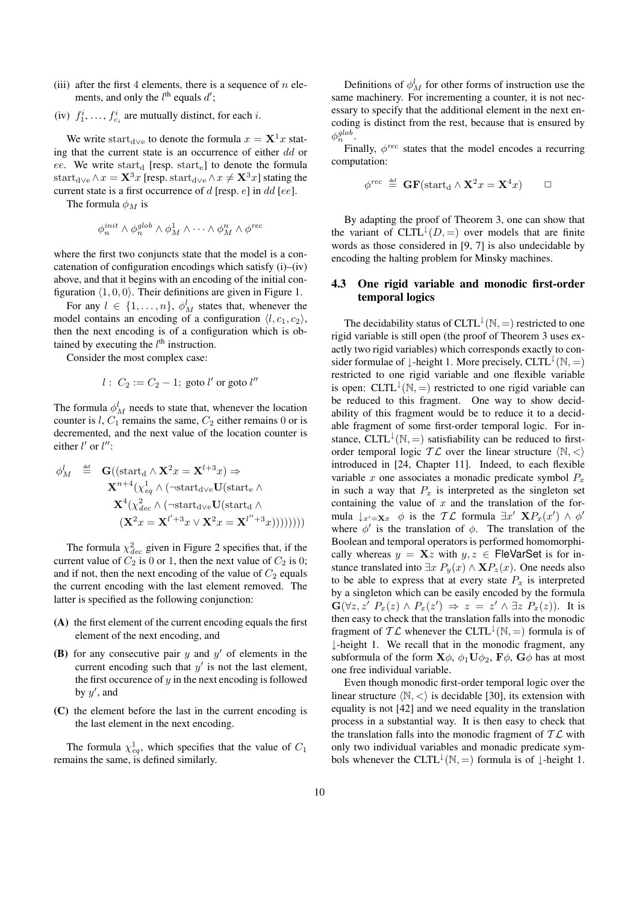(iii) after the first 4 elements, there is a sequence of $n$ elements, and only the $l^{\text{th}}$ equals $d'$;

(iv) $f_1^i, \ldots, f_{c_i}^i$ are mutually distinct, for each $i$.

We write $\mathrm{start_{d \vee e}}$ to denote the formula $x = \mathbf{X}^1 x$ stating that the current state is an occurrence of either $dd$ or $ee$. We write $\mathrm{start_d}$ [resp. $\mathrm{start_e}$] to denote the formula $\mathrm{start_{d\vee e}} \wedge x = \mathbf{X}^3 x$ [resp. $\mathrm{start_{d\vee e}} \wedge x \neq \mathbf{X}^3 x$] stating the current state is a first occurrence of $d$ [resp. $e$] in $dd$ [$ee$].

The formula $\phi_M$ is

$$\phi_n^{init} \wedge \phi_n^{glob} \wedge \phi_M^1 \wedge \cdots \wedge \phi_M^n \wedge \phi^{rec}$$

where the first two conjuncts state that the model is a concatenation of configuration encodings which satisfy (i)–(iv) above, and that it begins with an encoding of the initial configuration $\langle 1, 0, 0\rangle$. Their definitions are given in Figure 1.

For any $l \in \{1, \ldots, n\}$, $\phi_M^l$ states that, whenever the model contains an encoding of a configuration $\langle l, c_1, c_2\rangle$, then the next encoding is of a configuration which is obtained by executing the $l^{\text{th}}$ instruction.

Consider the most complex case:

$$l:\ C_2 := C_2 - 1;\ \text{goto}\ l'\ \text{or goto}\ l''$$

The formula $\phi_M^l$ needs to state that, whenever the location counter is $l$, $C_1$ remains the same, $C_2$ either remains 0 or is decremented, and the next value of the location counter is either $l'$ or $l''$:

$$\begin{aligned}
\phi_M^l \ \stackrel{\text{def}}{=}\ & \mathbf{G}((\mathrm{start_d} \wedge \mathbf{X}^2 x = \mathbf{X}^{l+3} x) \Rightarrow \\
& \mathbf{X}^{n+4}(\chi_{eq}^1 \wedge (\neg \mathrm{start_{d\vee e}} \mathbf{U} (\mathrm{start_e} \wedge \\
& \mathbf{X}^4(\chi_{dec}^2 \wedge (\neg \mathrm{start_{d\vee e}} \mathbf{U} (\mathrm{start_d} \wedge \\
& (\mathbf{X}^2 x = \mathbf{X}^{l'+3} x \vee \mathbf{X}^2 x = \mathbf{X}^{l''+3} x))))))))
\end{aligned}$$

The formula $\chi_{dec}^2$ given in Figure 2 specifies that, if the current value of $C_2$ is 0 or 1, then the next value of $C_2$ is 0; and if not, then the next encoding of the value of $C_2$ equals the current encoding with the last element removed. The latter is specified as the following conjunction:

**(A)** the first element of the current encoding equals the first element of the next encoding, and

**(B)** for any consecutive pair $y$ and $y'$ of elements in the current encoding such that $y'$ is not the last element, the first occurence of $y$ in the next encoding is followed by $y'$, and

**(C)** the element before the last in the current encoding is the last element in the next encoding.

The formula $\chi_{eq}^1$, which specifies that the value of $C_1$ remains the same, is defined similarly.

Definitions of $\phi_M^l$ for other forms of instruction use the same machinery. For incrementing a counter, it is not necessary to specify that the additional element in the next encoding is distinct from the rest, because that is ensured by $\phi_n^{glob}$.

Finally, $\phi^{rec}$ states that the model encodes a recurring computation:

$$\phi^{rec} \ \stackrel{\text{def}}{=}\ \mathbf{GF}(\mathrm{start_d} \wedge \mathbf{X}^2 x = \mathbf{X}^4 x) \qquad \square$$

By adapting the proof of Theorem 3, one can show that the variant of $\mathrm{CLTL}^{\downarrow}(D, =)$ over models that are finite words as those considered in [9, 7] is also undecidable by encoding the halting problem for Minsky machines.

### 4.3 One rigid variable and monodic first-order temporal logics

The decidability status of $\mathrm{CLTL}^{\downarrow}(\mathbb{N}, =)$ restricted to one rigid variable is still open (the proof of Theorem 3 uses exactly two rigid variables) which corresponds exactly to consider formulae of $\downarrow$-height 1. More precisely, $\mathrm{CLTL}^{\downarrow}(\mathbb{N}, =)$ restricted to one rigid variable and one flexible variable is open: $\mathrm{CLTL}^{\downarrow}(\mathbb{N}, =)$ restricted to one rigid variable can be reduced to this fragment. One way to show decidability of this fragment would be to reduce it to a decidable fragment of some first-order temporal logic. For instance, $\mathrm{CLTL}^{\downarrow}(\mathbb{N}, =)$ satisfiability can be reduced to first-order temporal logic $\mathcal{TL}$ over the linear structure $\langle \mathbb{N}, < \rangle$ introduced in [24, Chapter 11]. Indeed, to each flexible variable $x$ one associates a monadic predicate symbol $P_x$ in such a way that $P_x$ is interpreted as the singleton set containing the value of $x$ and the translation of the formula $\downarrow_{x'=\mathbf{X}x}\ \phi$ is the $\mathcal{TL}$ formula $\exists x'\ \mathbf{X}P_x(x') \wedge \phi'$ where $\phi'$ is the translation of $\phi$. The translation of the Boolean and temporal operators is performed homomorphically whereas $y = \mathbf{X}z$ with $y, z \in \mathsf{FleVarSet}$ is for instance translated into $\exists x\ P_y(x) \wedge \mathbf{X}P_z(x)$. One needs also to be able to express that at every state $P_x$ is interpreted by a singleton which can be easily encoded by the formula $\mathbf{G}(\forall z, z'\ P_x(z) \wedge P_x(z') \Rightarrow z = z' \wedge \exists z\ P_x(z))$. It is then easy to check that the translation falls into the monodic fragment of $\mathcal{TL}$ whenever the $\mathrm{CLTL}^{\downarrow}(\mathbb{N}, =)$ formula is of $\downarrow$-height 1. We recall that in the monodic fragment, any subformula of the form $\mathbf{X}\phi$, $\phi_1 \mathbf{U} \phi_2$, $\mathbf{F}\phi$, $\mathbf{G}\phi$ has at most one free individual variable.

Even though monodic first-order temporal logic over the linear structure $\langle \mathbb{N}, < \rangle$ is decidable [30], its extension with equality is not [42] and we need equality in the translation process in a substantial way. It is then easy to check that the translation falls into the monodic fragment of $\mathcal{TL}$ with only two individual variables and monadic predicate symbols whenever the $\mathrm{CLTL}^{\downarrow}(\mathbb{N}, =)$ formula is of $\downarrow$-height 1.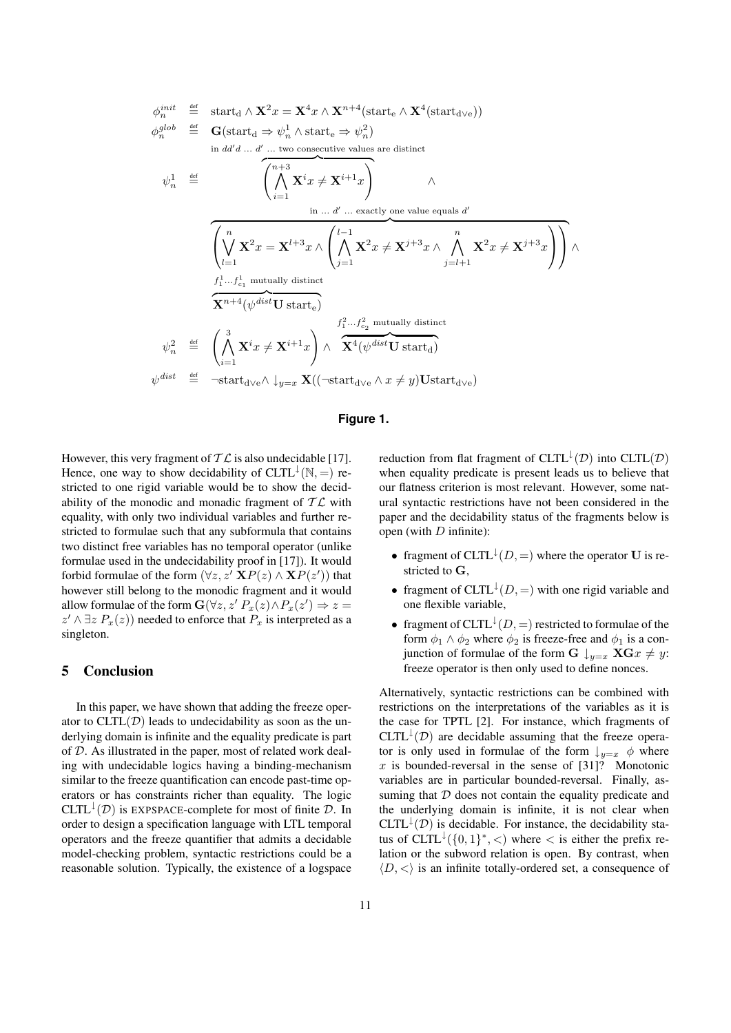$$
\begin{array}{rcl}
\phi_n^{init} & \stackrel{\text{def}}{=} & \text{start}_{\text{d}} \wedge \mathbf{X}^2 x = \mathbf{X}^4 x \wedge \mathbf{X}^{n+4}(\text{start}_{\text{e}} \wedge \mathbf{X}^4(\text{start}_{\text{d}\vee\text{e}})) \\
\phi_n^{glob} & \stackrel{\text{def}}{=} & \mathbf{G}(\text{start}_{\text{d}} \Rightarrow \psi_n^1 \wedge \text{start}_{\text{e}} \Rightarrow \psi_n^2) \\
\psi_n^1 & \stackrel{\text{def}}{=} & \overbrace{\left(\bigwedge_{i=1}^{n+3} \mathbf{X}^i x \neq \mathbf{X}^{i+1} x\right)}^{\text{in } dd'd \ \dots\ d' \ \dots \text{ two consecutive values are distinct}} \wedge \\
& & \overbrace{\left(\bigvee_{l=1}^{n} \mathbf{X}^2 x = \mathbf{X}^{l+3} x \wedge \left(\bigwedge_{j=1}^{l-1} \mathbf{X}^2 x \neq \mathbf{X}^{j+3} x \wedge \bigwedge_{j=l+1}^{n} \mathbf{X}^2 x \neq \mathbf{X}^{j+3} x\right)\right)}^{\text{in } \dots\ d' \ \dots \text{ exactly one value equals } d'} \wedge \\
& & \overbrace{\mathbf{X}^{n+4}(\psi^{dist} \mathbf{U}\, \text{start}_{\text{e}})}^{f_1^1 \dots f_{c_1}^1 \text{ mutually distinct}} \\
\psi_n^2 & \stackrel{\text{def}}{=} & \left(\bigwedge_{i=1}^{3} \mathbf{X}^i x \neq \mathbf{X}^{i+1} x\right) \wedge \overbrace{\mathbf{X}^4(\psi^{dist} \mathbf{U}\, \text{start}_{\text{d}})}^{f_1^2 \dots f_{c_2}^2 \text{ mutually distinct}} \\
\psi^{dist} & \stackrel{\text{def}}{=} & \neg\text{start}_{\text{d}\vee\text{e}} \wedge \downarrow_{y=x} \mathbf{X}((\neg\text{start}_{\text{d}\vee\text{e}} \wedge x \neq y)\mathbf{U}\text{start}_{\text{d}\vee\text{e}})
\end{array}
$$

**Figure 1.**

However, this very fragment of $\mathcal{TL}$ is also undecidable [17]. Hence, one way to show decidability of $\text{CLTL}^{\downarrow}(\mathbb{N}, =)$ restricted to one rigid variable would be to show the decidability of the monodic and monadic fragment of $\mathcal{TL}$ with equality, with only two individual variables and further restricted to formulae such that any subformula that contains two distinct free variables has no temporal operator (unlike formulae used in the undecidability proof in [17]). It would forbid formulae of the form $(\forall z, z' \ \mathbf{X}P(z) \wedge \mathbf{X}P(z'))$ that however still belong to the monodic fragment and it would allow formulae of the form $\mathbf{G}(\forall z, z' \ P_x(z) \wedge P_x(z') \Rightarrow z = z' \wedge \exists z \ P_x(z))$ needed to enforce that $P_x$ is interpreted as a singleton.

## 5 Conclusion

In this paper, we have shown that adding the freeze operator to $\text{CLTL}(\mathcal{D})$ leads to undecidability as soon as the underlying domain is infinite and the equality predicate is part of $\mathcal{D}$. As illustrated in the paper, most of related work dealing with undecidable logics having a binding-mechanism similar to the freeze quantification can encode past-time operators or has constraints richer than equality. The logic $\text{CLTL}^{\downarrow}(\mathcal{D})$ is EXPSPACE-complete for most of finite $\mathcal{D}$. In order to design a specification language with LTL temporal operators and the freeze quantifier that admits a decidable model-checking problem, syntactic restrictions could be a reasonable solution. Typically, the existence of a logspace reduction from flat fragment of $\text{CLTL}^{\downarrow}(\mathcal{D})$ into $\text{CLTL}(\mathcal{D})$ when equality predicate is present leads us to believe that our flatness criterion is most relevant. However, some natural syntactic restrictions have not been considered in the paper and the decidability status of the fragments below is open (with $D$ infinite):

- fragment of $\text{CLTL}^{\downarrow}(D, =)$ where the operator $\mathbf{U}$ is restricted to $\mathbf{G}$,
- fragment of $\text{CLTL}^{\downarrow}(D, =)$ with one rigid variable and one flexible variable,
- fragment of $\text{CLTL}^{\downarrow}(D, =)$ restricted to formulae of the form $\phi_1 \wedge \phi_2$ where $\phi_2$ is freeze-free and $\phi_1$ is a conjunction of formulae of the form $\mathbf{G} \downarrow_{y=x} \mathbf{XG}x \neq y$: freeze operator is then only used to define nonces.

Alternatively, syntactic restrictions can be combined with restrictions on the interpretations of the variables as it is the case for TPTL [2]. For instance, which fragments of $\text{CLTL}^{\downarrow}(\mathcal{D})$ are decidable assuming that the freeze operator is only used in formulae of the form $\downarrow_{y=x} \ \phi$ where $x$ is bounded-reversal in the sense of [31]? Monotonic variables are in particular bounded-reversal. Finally, assuming that $\mathcal{D}$ does not contain the equality predicate and the underlying domain is infinite, it is not clear when $\text{CLTL}^{\downarrow}(\mathcal{D})$ is decidable. For instance, the decidability status of $\text{CLTL}^{\downarrow}(\{0, 1\}^*, <)$ where $<$ is either the prefix relation or the subword relation is open. By contrast, when $\langle D, < \rangle$ is an infinite totally-ordered set, a consequence of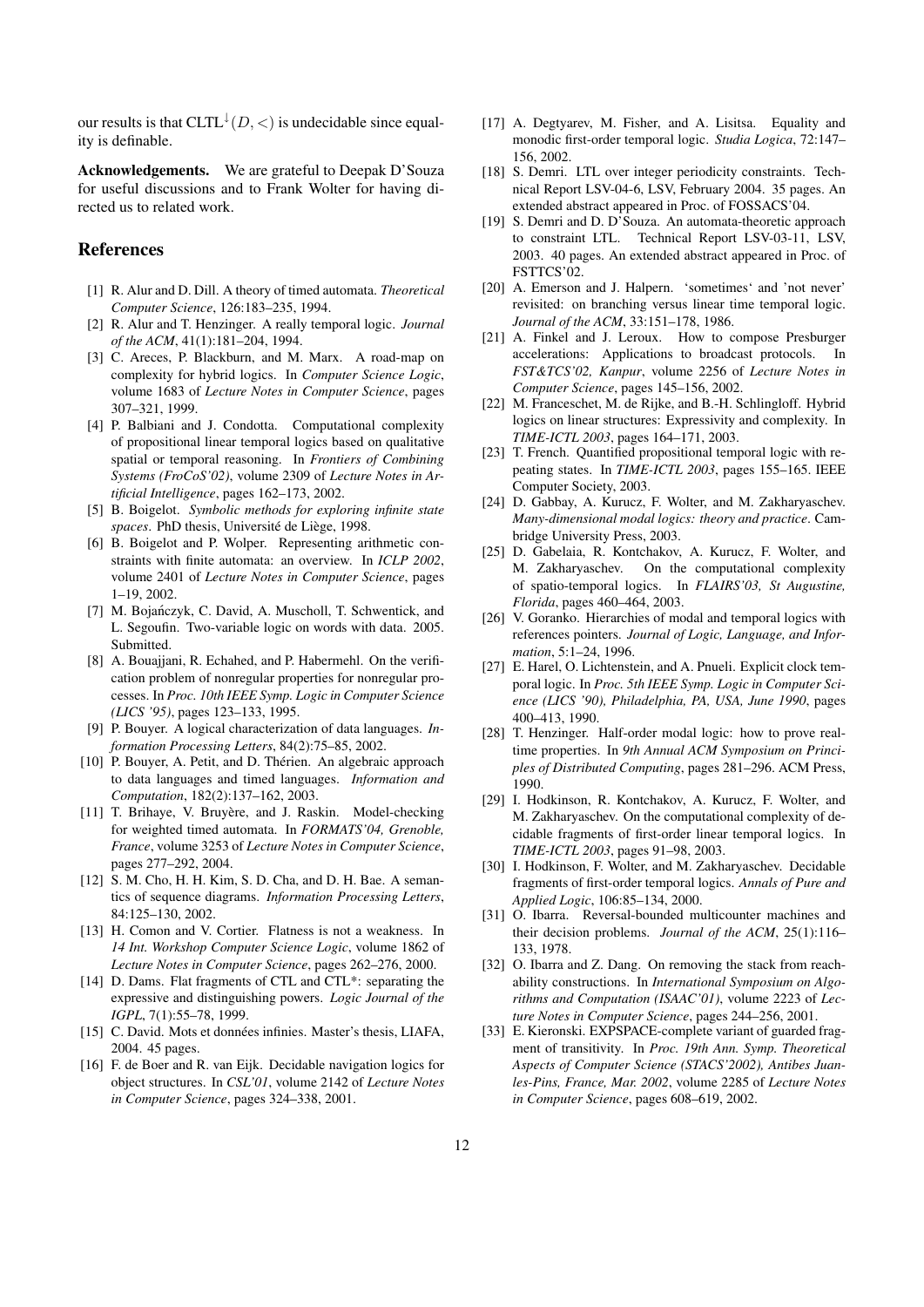our results is that $\mathrm{CLTL}^{\downarrow}(D,<)$ is undecidable since equality is definable.

**Acknowledgements.** We are grateful to Deepak D'Souza for useful discussions and to Frank Wolter for having directed us to related work.

## References

[1] R. Alur and D. Dill. A theory of timed automata. *Theoretical Computer Science*, 126:183–235, 1994.

[2] R. Alur and T. Henzinger. A really temporal logic. *Journal of the ACM*, 41(1):181–204, 1994.

[3] C. Areces, P. Blackburn, and M. Marx. A road-map on complexity for hybrid logics. In *Computer Science Logic*, volume 1683 of *Lecture Notes in Computer Science*, pages 307–321, 1999.

[4] P. Balbiani and J. Condotta. Computational complexity of propositional linear temporal logics based on qualitative spatial or temporal reasoning. In *Frontiers of Combining Systems (FroCoS'02)*, volume 2309 of *Lecture Notes in Artificial Intelligence*, pages 162–173, 2002.

[5] B. Boigelot. *Symbolic methods for exploring infinite state spaces*. PhD thesis, Université de Liège, 1998.

[6] B. Boigelot and P. Wolper. Representing arithmetic constraints with finite automata: an overview. In *ICLP 2002*, volume 2401 of *Lecture Notes in Computer Science*, pages 1–19, 2002.

[7] M. Bojańczyk, C. David, A. Muscholl, T. Schwentick, and L. Segoufin. Two-variable logic on words with data. 2005. Submitted.

[8] A. Bouajjani, R. Echahed, and P. Habermehl. On the verification problem of nonregular properties for nonregular processes. In *Proc. 10th IEEE Symp. Logic in Computer Science (LICS '95)*, pages 123–133, 1995.

[9] P. Bouyer. A logical characterization of data languages. *Information Processing Letters*, 84(2):75–85, 2002.

[10] P. Bouyer, A. Petit, and D. Thérien. An algebraic approach to data languages and timed languages. *Information and Computation*, 182(2):137–162, 2003.

[11] T. Brihaye, V. Bruyère, and J. Raskin. Model-checking for weighted timed automata. In *FORMATS'04, Grenoble, France*, volume 3253 of *Lecture Notes in Computer Science*, pages 277–292, 2004.

[12] S. M. Cho, H. H. Kim, S. D. Cha, and D. H. Bae. A semantics of sequence diagrams. *Information Processing Letters*, 84:125–130, 2002.

[13] H. Comon and V. Cortier. Flatness is not a weakness. In *14 Int. Workshop Computer Science Logic*, volume 1862 of *Lecture Notes in Computer Science*, pages 262–276, 2000.

[14] D. Dams. Flat fragments of CTL and CTL*: separating the expressive and distinguishing powers. *Logic Journal of the IGPL*, 7(1):55–78, 1999.

[15] C. David. Mots et données infinies. Master's thesis, LIAFA, 2004. 45 pages.

[16] F. de Boer and R. van Eijk. Decidable navigation logics for object structures. In *CSL'01*, volume 2142 of *Lecture Notes in Computer Science*, pages 324–338, 2001.

[17] A. Degtyarev, M. Fisher, and A. Lisitsa. Equality and monodic first-order temporal logic. *Studia Logica*, 72:147–156, 2002.

[18] S. Demri. LTL over integer periodicity constraints. Technical Report LSV-04-6, LSV, February 2004. 35 pages. An extended abstract appeared in Proc. of FOSSACS'04.

[19] S. Demri and D. D'Souza. An automata-theoretic approach to constraint LTL. Technical Report LSV-03-11, LSV, 2003. 40 pages. An extended abstract appeared in Proc. of FSTTCS'02.

[20] A. Emerson and J. Halpern. 'sometimes' and 'not never' revisited: on branching versus linear time temporal logic. *Journal of the ACM*, 33:151–178, 1986.

[21] A. Finkel and J. Leroux. How to compose Presburger accelerations: Applications to broadcast protocols. In *FST&TCS'02, Kanpur*, volume 2256 of *Lecture Notes in Computer Science*, pages 145–156, 2002.

[22] M. Franceschet, M. de Rijke, and B.-H. Schlingloff. Hybrid logics on linear structures: Expressivity and complexity. In *TIME-ICTL 2003*, pages 164–171, 2003.

[23] T. French. Quantified propositional temporal logic with repeating states. In *TIME-ICTL 2003*, pages 155–165. IEEE Computer Society, 2003.

[24] D. Gabbay, A. Kurucz, F. Wolter, and M. Zakharyaschev. *Many-dimensional modal logics: theory and practice*. Cambridge University Press, 2003.

[25] D. Gabelaia, R. Kontchakov, A. Kurucz, F. Wolter, and M. Zakharyaschev. On the computational complexity of spatio-temporal logics. In *FLAIRS'03, St Augustine, Florida*, pages 460–464, 2003.

[26] V. Goranko. Hierarchies of modal and temporal logics with references pointers. *Journal of Logic, Language, and Information*, 5:1–24, 1996.

[27] E. Harel, O. Lichtenstein, and A. Pnueli. Explicit clock temporal logic. In *Proc. 5th IEEE Symp. Logic in Computer Science (LICS '90), Philadelphia, PA, USA, June 1990*, pages 400–413, 1990.

[28] T. Henzinger. Half-order modal logic: how to prove real-time properties. In *9th Annual ACM Symposium on Principles of Distributed Computing*, pages 281–296. ACM Press, 1990.

[29] I. Hodkinson, R. Kontchakov, A. Kurucz, F. Wolter, and M. Zakharyaschev. On the computational complexity of decidable fragments of first-order linear temporal logics. In *TIME-ICTL 2003*, pages 91–98, 2003.

[30] I. Hodkinson, F. Wolter, and M. Zakharyaschev. Decidable fragments of first-order temporal logics. *Annals of Pure and Applied Logic*, 106:85–134, 2000.

[31] O. Ibarra. Reversal-bounded multicounter machines and their decision problems. *Journal of the ACM*, 25(1):116–133, 1978.

[32] O. Ibarra and Z. Dang. On removing the stack from reachability constructions. In *International Symposium on Algorithms and Computation (ISAAC'01)*, volume 2223 of *Lecture Notes in Computer Science*, pages 244–256, 2001.

[33] E. Kieronski. EXPSPACE-complete variant of guarded fragment of transitivity. In *Proc. 19th Ann. Symp. Theoretical Aspects of Computer Science (STACS'2002), Antibes Juan-les-Pins, France, Mar. 2002*, volume 2285 of *Lecture Notes in Computer Science*, pages 608–619, 2002.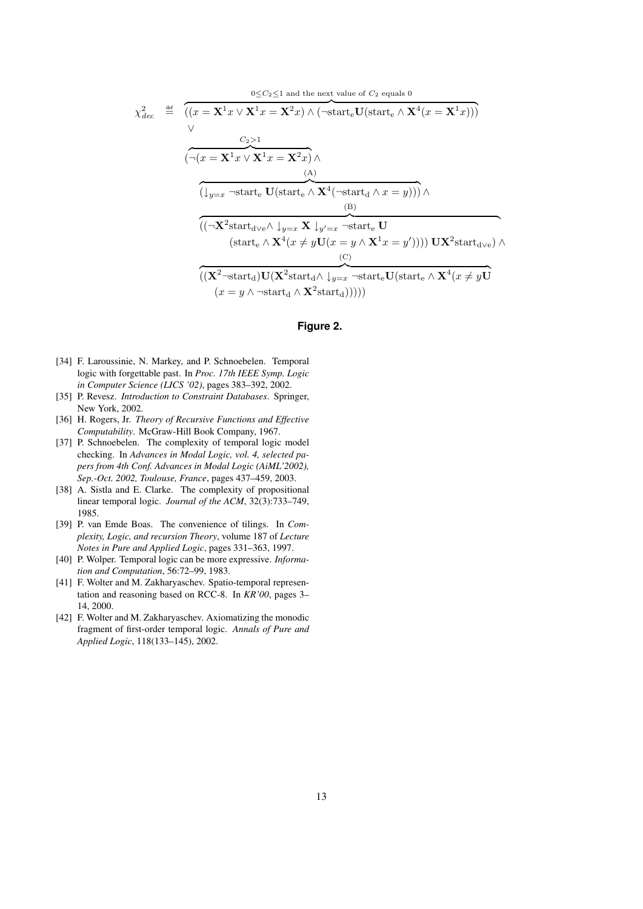$$
\begin{array}{rcl}
\chi^2_{dec} & \stackrel{\text{def}}{=} & \overbrace{((x = \mathbf{X}^1 x \vee \mathbf{X}^1 x = \mathbf{X}^2 x) \wedge (\neg \mathrm{start_e} \mathbf{U} (\mathrm{start_e} \wedge \mathbf{X}^4 (x = \mathbf{X}^1 x)))}^{0 \leq C_2 \leq 1 \text{ and the next value of } C_2 \text{ equals } 0} \\
& & \vee \\
& & (\overbrace{\neg (x = \mathbf{X}^1 x \vee \mathbf{X}^1 x = \mathbf{X}^2 x)}^{C_2 > 1} \wedge \\
& & \overbrace{(\downarrow_{y=x} \neg \mathrm{start_e}\ \mathbf{U} (\mathrm{start_e} \wedge \mathbf{X}^4 (\neg \mathrm{start_d} \wedge x = y)))}^{\text{(A)}} \wedge \\
& & \overbrace{((\neg \mathbf{X}^2 \mathrm{start_{d \vee e}} \wedge \downarrow_{y=x} \mathbf{X} \downarrow_{y'=x} \neg \mathrm{start_e}\ \mathbf{U}}^{\text{(B)}} \\
& & \quad (\mathrm{start_e} \wedge \mathbf{X}^4 (x \neq y \mathbf{U} (x = y \wedge \mathbf{X}^1 x = y')))) \ \mathbf{U} \mathbf{X}^2 \mathrm{start_{d \vee e}}) \wedge \\
& & \overbrace{((\mathbf{X}^2 \neg \mathrm{start_d}) \mathbf{U} (\mathbf{X}^2 \mathrm{start_d} \wedge \downarrow_{y=x} \neg \mathrm{start_e} \mathbf{U} (\mathrm{start_e} \wedge \mathbf{X}^4 (x \neq y \mathbf{U}}^{\text{(C)}} \\
& & \quad (x = y \wedge \neg \mathrm{start_d} \wedge \mathbf{X}^2 \mathrm{start_d})))))
\end{array}
$$

**Figure 2.**

[34] F. Laroussinie, N. Markey, and P. Schnoebelen. Temporal logic with forgettable past. In *Proc. 17th IEEE Symp. Logic in Computer Science (LICS '02)*, pages 383–392, 2002.

[35] P. Revesz. *Introduction to Constraint Databases*. Springer, New York, 2002.

[36] H. Rogers, Jr. *Theory of Recursive Functions and Effective Computability*. McGraw-Hill Book Company, 1967.

[37] P. Schnoebelen. The complexity of temporal logic model checking. In *Advances in Modal Logic, vol. 4, selected papers from 4th Conf. Advances in Modal Logic (AiML'2002), Sep.-Oct. 2002, Toulouse, France*, pages 437–459, 2003.

[38] A. Sistla and E. Clarke. The complexity of propositional linear temporal logic. *Journal of the ACM*, 32(3):733–749, 1985.

[39] P. van Emde Boas. The convenience of tilings. In *Complexity, Logic, and recursion Theory*, volume 187 of *Lecture Notes in Pure and Applied Logic*, pages 331–363, 1997.

[40] P. Wolper. Temporal logic can be more expressive. *Information and Computation*, 56:72–99, 1983.

[41] F. Wolter and M. Zakharyaschev. Spatio-temporal representation and reasoning based on RCC-8. In *KR'00*, pages 3–14, 2000.

[42] F. Wolter and M. Zakharyaschev. Axiomatizing the monodic fragment of first-order temporal logic. *Annals of Pure and Applied Logic*, 118(133–145), 2002.